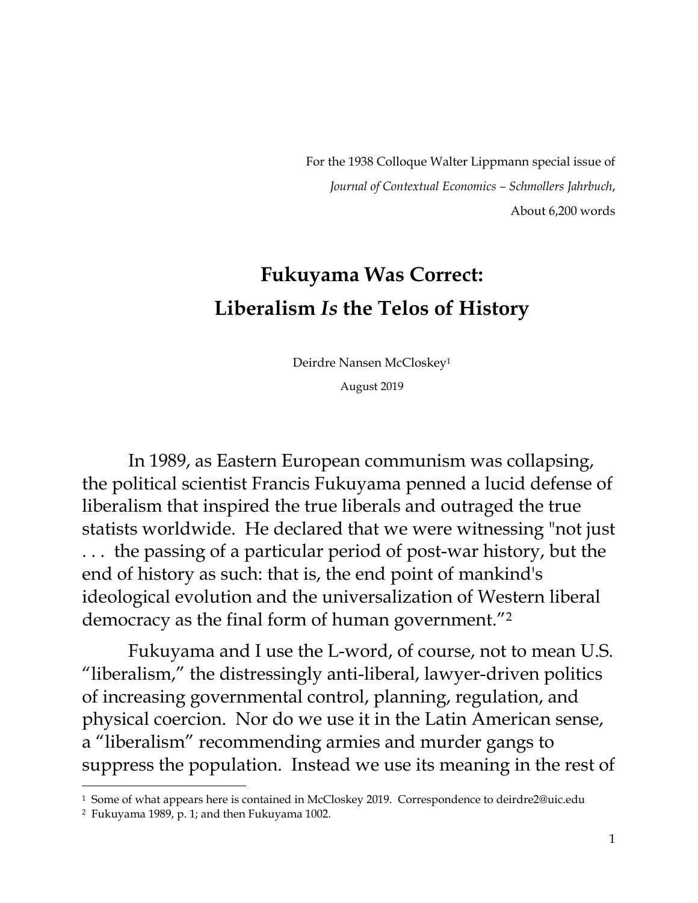For the 1938 Colloque Walter Lippmann special issue of
*Journal of Contextual Economics – Schmollers Jahrbuch*,
About 6,200 words

# Fukuyama Was Correct: Liberalism *Is* the Telos of History

Deirdre Nansen McCloskey[1]

August 2019

In 1989, as Eastern European communism was collapsing, the political scientist Francis Fukuyama penned a lucid defense of liberalism that inspired the true liberals and outraged the true statists worldwide. He declared that we were witnessing "not just . . . the passing of a particular period of post-war history, but the end of history as such: that is, the end point of mankind's ideological evolution and the universalization of Western liberal democracy as the final form of human government."[2]

Fukuyama and I use the L-word, of course, not to mean U.S. "liberalism," the distressingly anti-liberal, lawyer-driven politics of increasing governmental control, planning, regulation, and physical coercion. Nor do we use it in the Latin American sense, a "liberalism" recommending armies and murder gangs to suppress the population. Instead we use its meaning in the rest of

---

[1] Some of what appears here is contained in McCloskey 2019. Correspondence to deirdre2@uic.edu

[2] Fukuyama 1989, p. 1; and then Fukuyama 1002.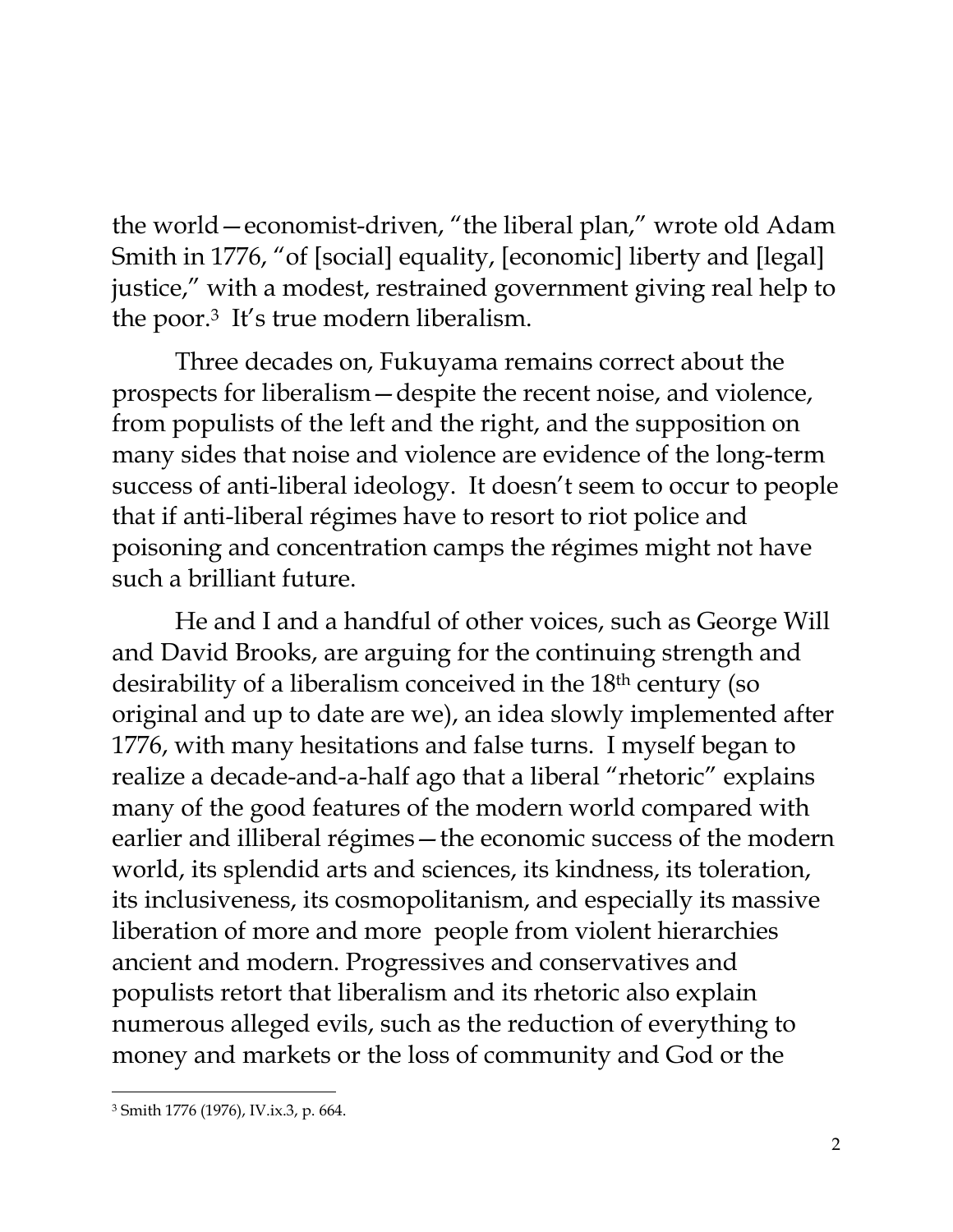the world—economist-driven, "the liberal plan," wrote old Adam Smith in 1776, "of [social] equality, [economic] liberty and [legal] justice," with a modest, restrained government giving real help to the poor.[3] It's true modern liberalism.

Three decades on, Fukuyama remains correct about the prospects for liberalism—despite the recent noise, and violence, from populists of the left and the right, and the supposition on many sides that noise and violence are evidence of the long-term success of anti-liberal ideology. It doesn't seem to occur to people that if anti-liberal régimes have to resort to riot police and poisoning and concentration camps the régimes might not have such a brilliant future.

He and I and a handful of other voices, such as George Will and David Brooks, are arguing for the continuing strength and desirability of a liberalism conceived in the 18th century (so original and up to date are we), an idea slowly implemented after 1776, with many hesitations and false turns. I myself began to realize a decade-and-a-half ago that a liberal "rhetoric" explains many of the good features of the modern world compared with earlier and illiberal régimes—the economic success of the modern world, its splendid arts and sciences, its kindness, its toleration, its inclusiveness, its cosmopolitanism, and especially its massive liberation of more and more people from violent hierarchies ancient and modern. Progressives and conservatives and populists retort that liberalism and its rhetoric also explain numerous alleged evils, such as the reduction of everything to money and markets or the loss of community and God or the

---

[3] Smith 1776 (1976), IV.ix.3, p. 664.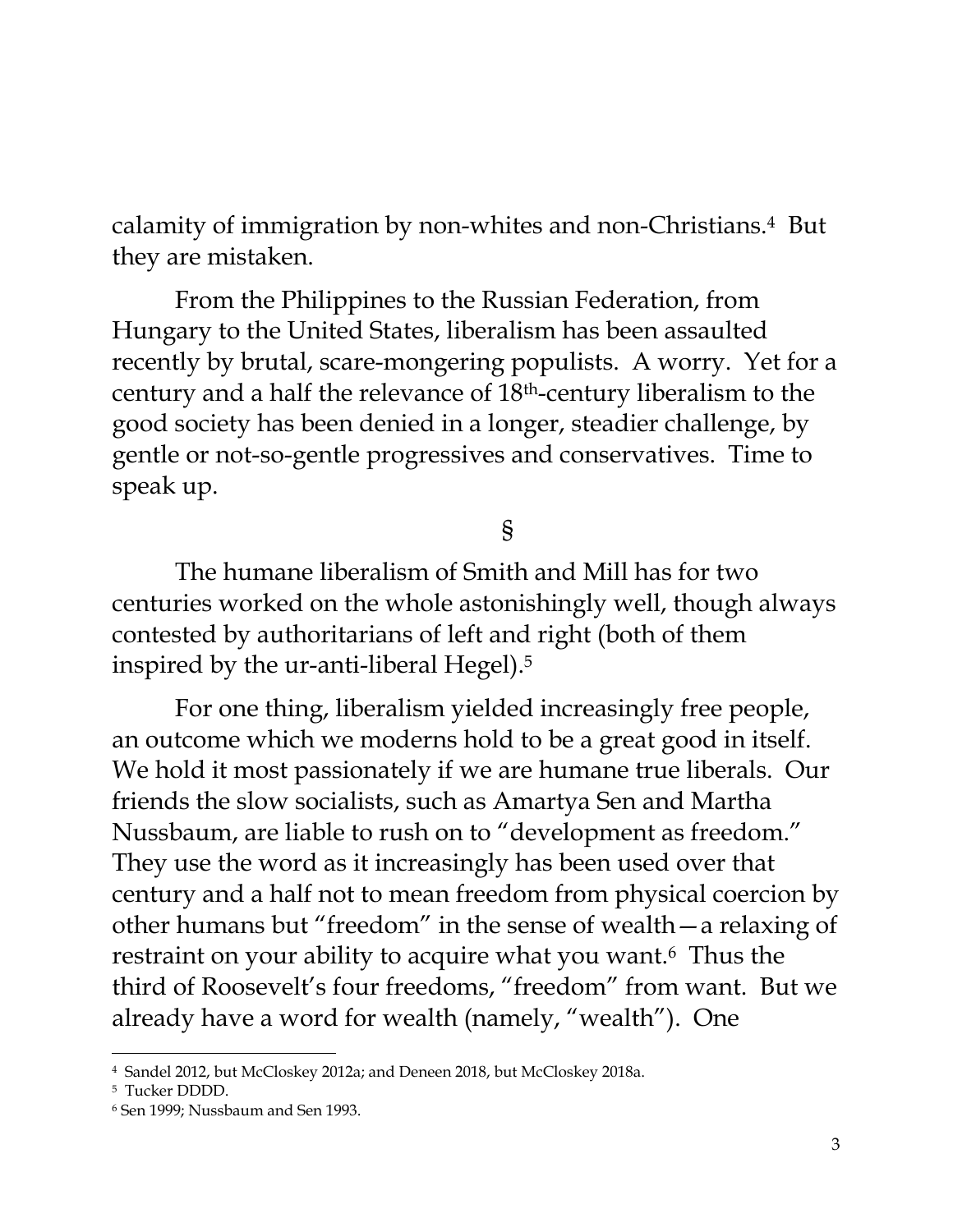calamity of immigration by non-whites and non-Christians.[4] But they are mistaken.

From the Philippines to the Russian Federation, from Hungary to the United States, liberalism has been assaulted recently by brutal, scare-mongering populists. A worry. Yet for a century and a half the relevance of 18th-century liberalism to the good society has been denied in a longer, steadier challenge, by gentle or not-so-gentle progressives and conservatives. Time to speak up.

§

The humane liberalism of Smith and Mill has for two centuries worked on the whole astonishingly well, though always contested by authoritarians of left and right (both of them inspired by the ur-anti-liberal Hegel).[5]

For one thing, liberalism yielded increasingly free people, an outcome which we moderns hold to be a great good in itself. We hold it most passionately if we are humane true liberals. Our friends the slow socialists, such as Amartya Sen and Martha Nussbaum, are liable to rush on to "development as freedom." They use the word as it increasingly has been used over that century and a half not to mean freedom from physical coercion by other humans but "freedom" in the sense of wealth—a relaxing of restraint on your ability to acquire what you want.[6] Thus the third of Roosevelt's four freedoms, "freedom" from want. But we already have a word for wealth (namely, "wealth"). One

---

[4] Sandel 2012, but McCloskey 2012a; and Deneen 2018, but McCloskey 2018a.

[5] Tucker DDDD.

[6] Sen 1999; Nussbaum and Sen 1993.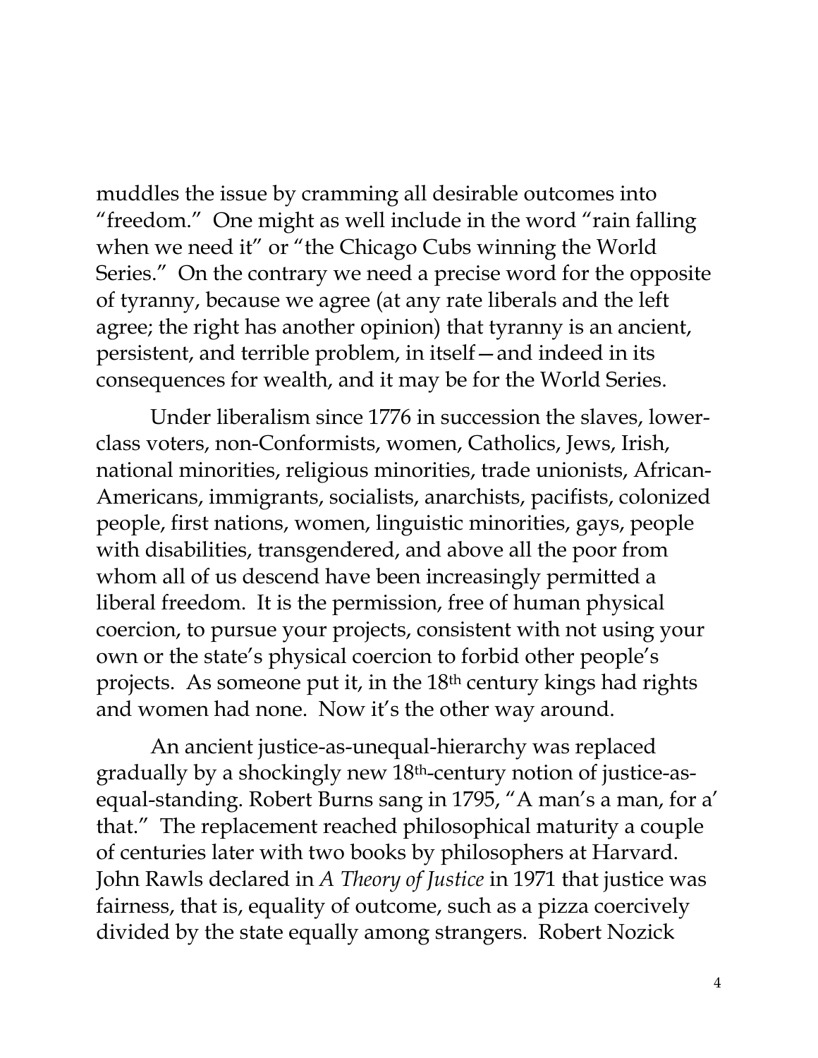muddles the issue by cramming all desirable outcomes into "freedom." One might as well include in the word "rain falling when we need it" or "the Chicago Cubs winning the World Series." On the contrary we need a precise word for the opposite of tyranny, because we agree (at any rate liberals and the left agree; the right has another opinion) that tyranny is an ancient, persistent, and terrible problem, in itself—and indeed in its consequences for wealth, and it may be for the World Series.

Under liberalism since 1776 in succession the slaves, lower-class voters, non-Conformists, women, Catholics, Jews, Irish, national minorities, religious minorities, trade unionists, African-Americans, immigrants, socialists, anarchists, pacifists, colonized people, first nations, women, linguistic minorities, gays, people with disabilities, transgendered, and above all the poor from whom all of us descend have been increasingly permitted a liberal freedom. It is the permission, free of human physical coercion, to pursue your projects, consistent with not using your own or the state's physical coercion to forbid other people's projects. As someone put it, in the 18th century kings had rights and women had none. Now it's the other way around.

An ancient justice-as-unequal-hierarchy was replaced gradually by a shockingly new 18th-century notion of justice-as-equal-standing. Robert Burns sang in 1795, "A man's a man, for a' that." The replacement reached philosophical maturity a couple of centuries later with two books by philosophers at Harvard. John Rawls declared in *A Theory of Justice* in 1971 that justice was fairness, that is, equality of outcome, such as a pizza coercively divided by the state equally among strangers. Robert Nozick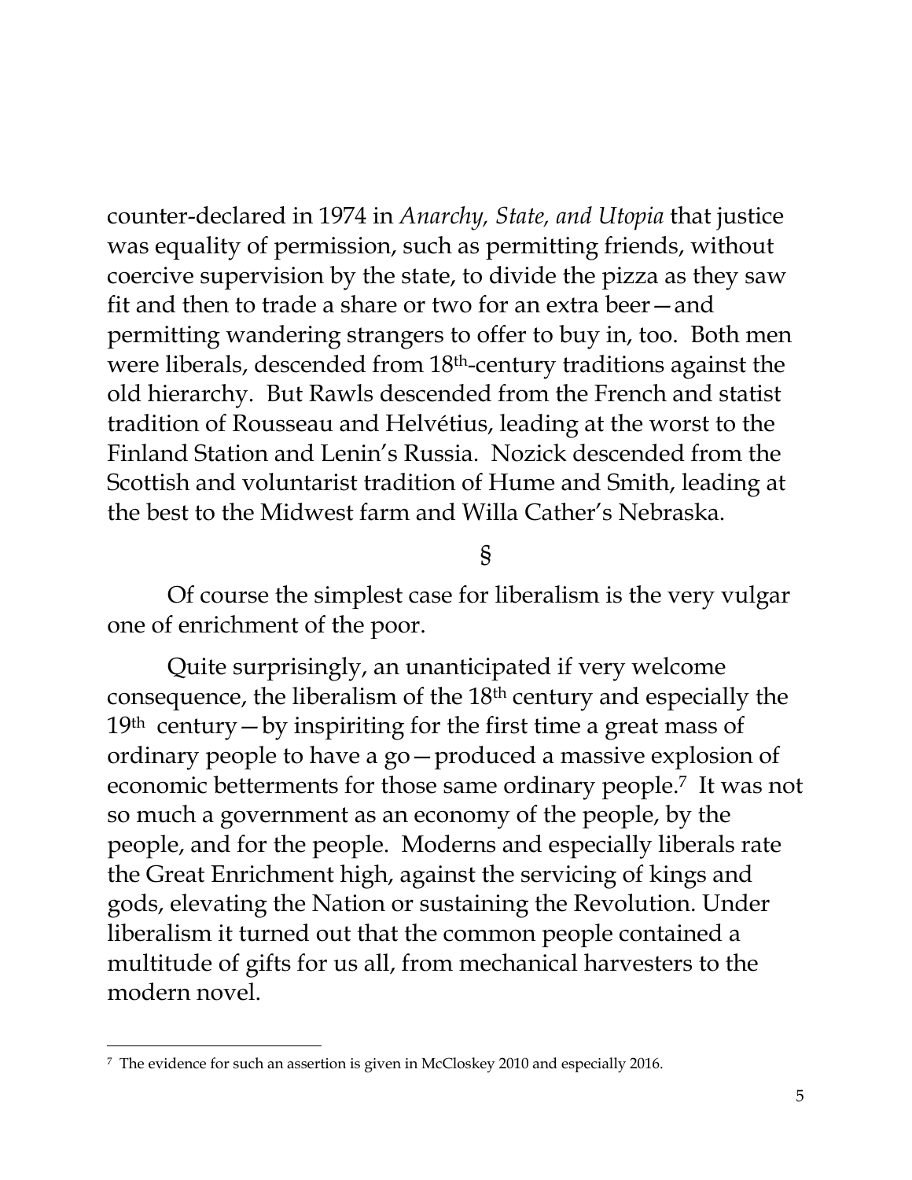counter-declared in 1974 in *Anarchy, State, and Utopia* that justice was equality of permission, such as permitting friends, without coercive supervision by the state, to divide the pizza as they saw fit and then to trade a share or two for an extra beer—and permitting wandering strangers to offer to buy in, too. Both men were liberals, descended from 18th-century traditions against the old hierarchy. But Rawls descended from the French and statist tradition of Rousseau and Helvétius, leading at the worst to the Finland Station and Lenin's Russia. Nozick descended from the Scottish and voluntarist tradition of Hume and Smith, leading at the best to the Midwest farm and Willa Cather's Nebraska.

§

Of course the simplest case for liberalism is the very vulgar one of enrichment of the poor.

Quite surprisingly, an unanticipated if very welcome consequence, the liberalism of the 18th century and especially the 19th century—by inspiriting for the first time a great mass of ordinary people to have a go—produced a massive explosion of economic betterments for those same ordinary people.[7] It was not so much a government as an economy of the people, by the people, and for the people. Moderns and especially liberals rate the Great Enrichment high, against the servicing of kings and gods, elevating the Nation or sustaining the Revolution. Under liberalism it turned out that the common people contained a multitude of gifts for us all, from mechanical harvesters to the modern novel.

---

[7] The evidence for such an assertion is given in McCloskey 2010 and especially 2016.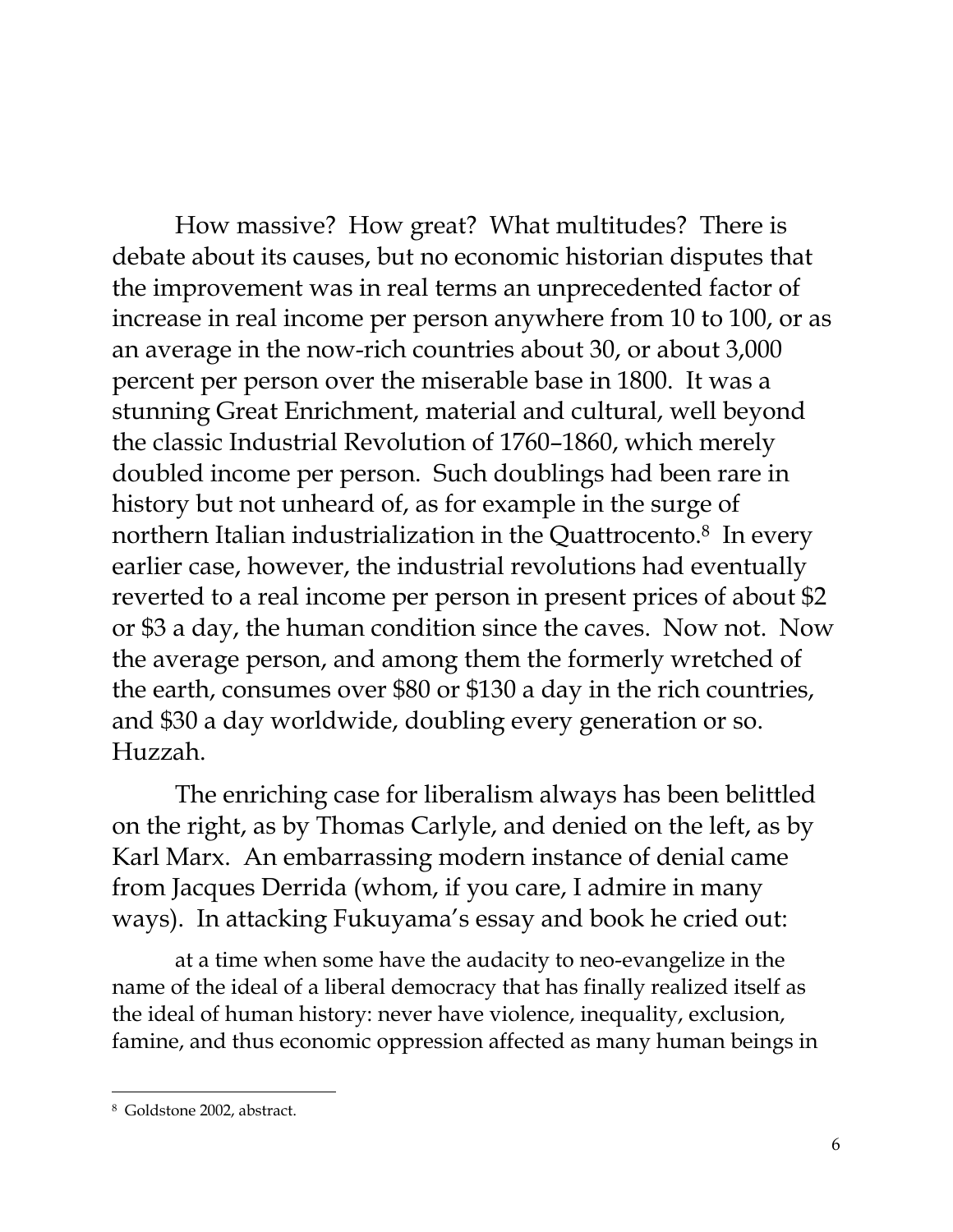How massive? How great? What multitudes? There is debate about its causes, but no economic historian disputes that the improvement was in real terms an unprecedented factor of increase in real income per person anywhere from 10 to 100, or as an average in the now-rich countries about 30, or about 3,000 percent per person over the miserable base in 1800. It was a stunning Great Enrichment, material and cultural, well beyond the classic Industrial Revolution of 1760–1860, which merely doubled income per person. Such doublings had been rare in history but not unheard of, as for example in the surge of northern Italian industrialization in the Quattrocento.[8] In every earlier case, however, the industrial revolutions had eventually reverted to a real income per person in present prices of about $2 or $3 a day, the human condition since the caves. Now not. Now the average person, and among them the formerly wretched of the earth, consumes over $80 or $130 a day in the rich countries, and $30 a day worldwide, doubling every generation or so. Huzzah.

The enriching case for liberalism always has been belittled on the right, as by Thomas Carlyle, and denied on the left, as by Karl Marx. An embarrassing modern instance of denial came from Jacques Derrida (whom, if you care, I admire in many ways). In attacking Fukuyama's essay and book he cried out:

> at a time when some have the audacity to neo-evangelize in the name of the ideal of a liberal democracy that has finally realized itself as the ideal of human history: never have violence, inequality, exclusion, famine, and thus economic oppression affected as many human beings in

---

[8] Goldstone 2002, abstract.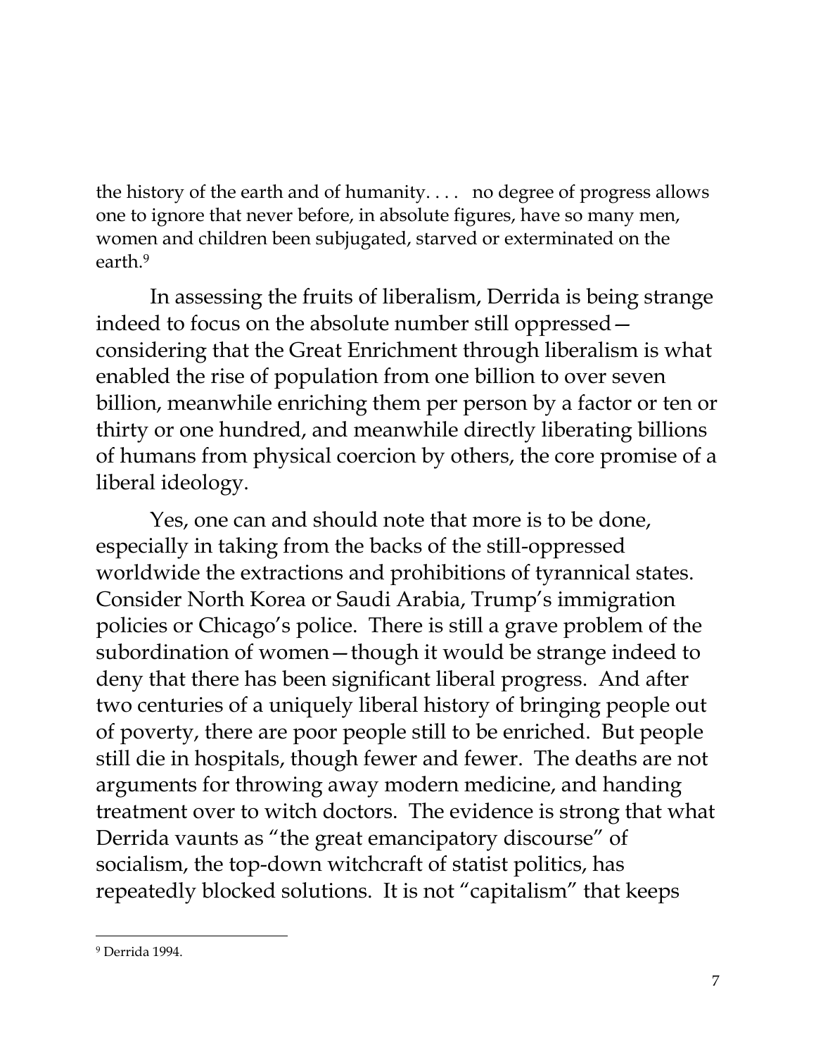the history of the earth and of humanity. . . . no degree of progress allows one to ignore that never before, in absolute figures, have so many men, women and children been subjugated, starved or exterminated on the earth.[9]

In assessing the fruits of liberalism, Derrida is being strange indeed to focus on the absolute number still oppressed—considering that the Great Enrichment through liberalism is what enabled the rise of population from one billion to over seven billion, meanwhile enriching them per person by a factor or ten or thirty or one hundred, and meanwhile directly liberating billions of humans from physical coercion by others, the core promise of a liberal ideology.

Yes, one can and should note that more is to be done, especially in taking from the backs of the still-oppressed worldwide the extractions and prohibitions of tyrannical states. Consider North Korea or Saudi Arabia, Trump's immigration policies or Chicago's police. There is still a grave problem of the subordination of women—though it would be strange indeed to deny that there has been significant liberal progress. And after two centuries of a uniquely liberal history of bringing people out of poverty, there are poor people still to be enriched. But people still die in hospitals, though fewer and fewer. The deaths are not arguments for throwing away modern medicine, and handing treatment over to witch doctors. The evidence is strong that what Derrida vaunts as "the great emancipatory discourse" of socialism, the top-down witchcraft of statist politics, has repeatedly blocked solutions. It is not "capitalism" that keeps

[9] Derrida 1994.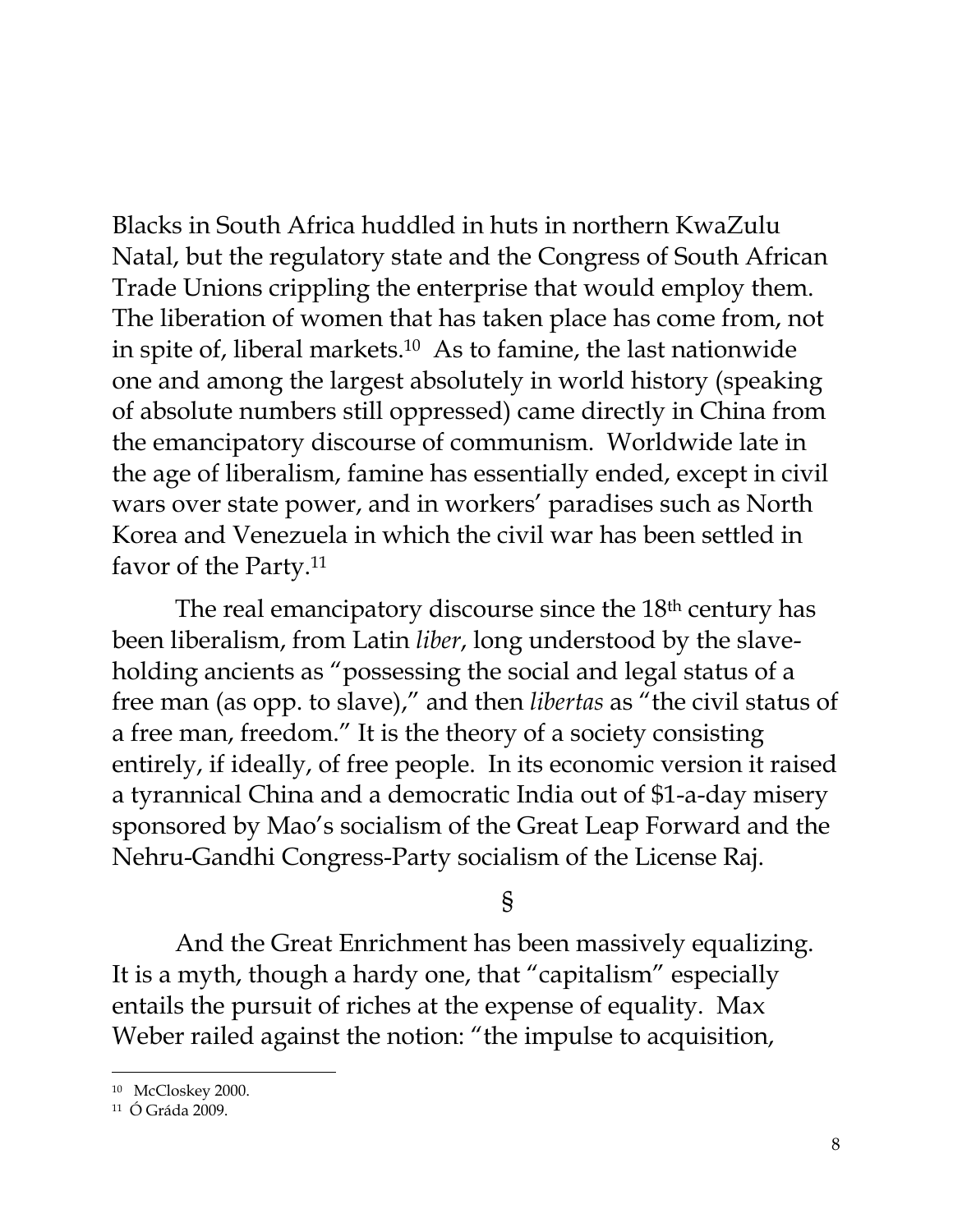Blacks in South Africa huddled in huts in northern KwaZulu Natal, but the regulatory state and the Congress of South African Trade Unions crippling the enterprise that would employ them. The liberation of women that has taken place has come from, not in spite of, liberal markets.[10] As to famine, the last nationwide one and among the largest absolutely in world history (speaking of absolute numbers still oppressed) came directly in China from the emancipatory discourse of communism. Worldwide late in the age of liberalism, famine has essentially ended, except in civil wars over state power, and in workers' paradises such as North Korea and Venezuela in which the civil war has been settled in favor of the Party.[11]

The real emancipatory discourse since the 18th century has been liberalism, from Latin *liber*, long understood by the slave-holding ancients as "possessing the social and legal status of a free man (as opp. to slave)," and then *libertas* as "the civil status of a free man, freedom." It is the theory of a society consisting entirely, if ideally, of free people. In its economic version it raised a tyrannical China and a democratic India out of $1-a-day misery sponsored by Mao's socialism of the Great Leap Forward and the Nehru-Gandhi Congress-Party socialism of the License Raj.

§

And the Great Enrichment has been massively equalizing. It is a myth, though a hardy one, that "capitalism" especially entails the pursuit of riches at the expense of equality. Max Weber railed against the notion: "the impulse to acquisition,

---

[10] McCloskey 2000.

[11] Ó Gráda 2009.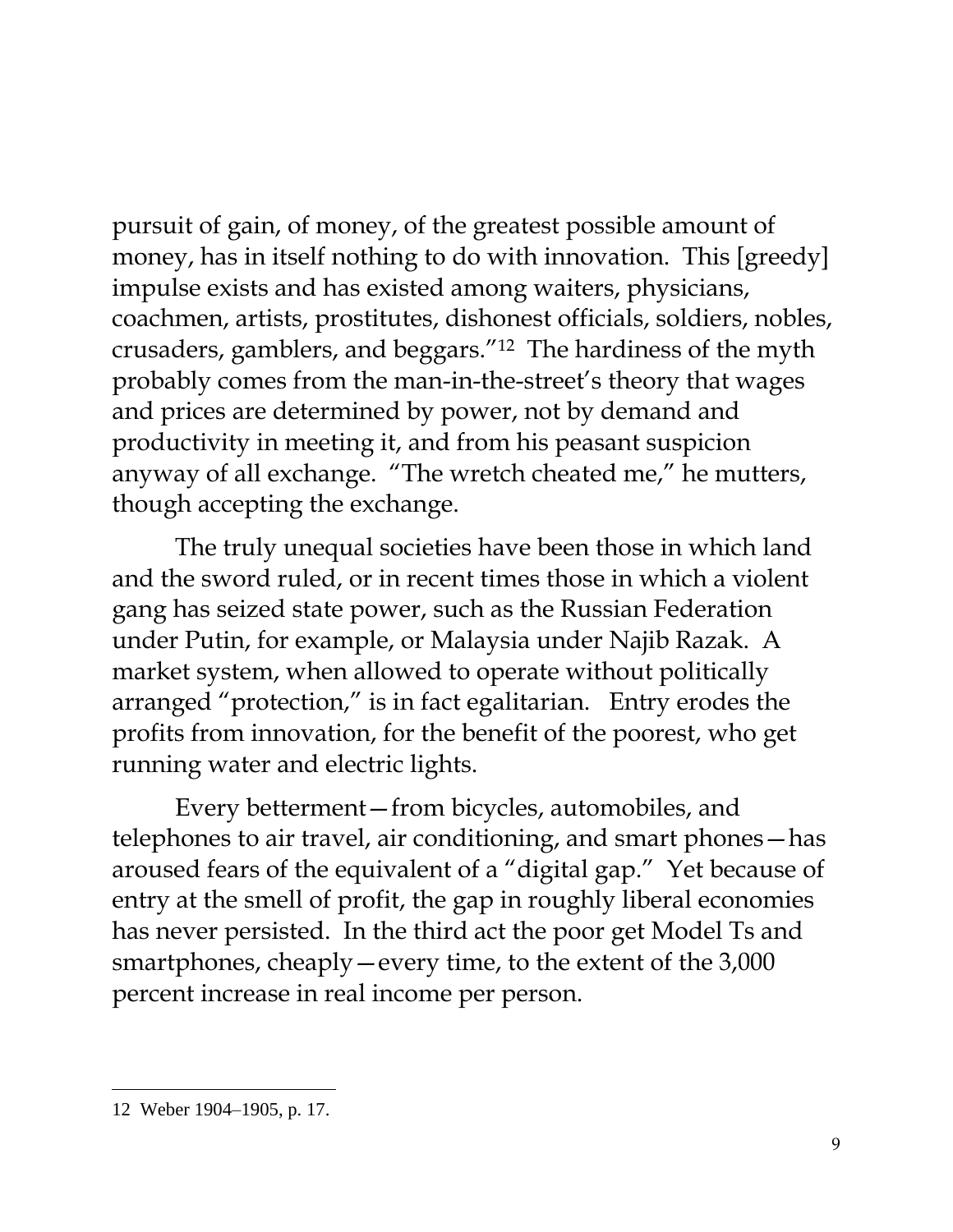pursuit of gain, of money, of the greatest possible amount of money, has in itself nothing to do with innovation. This [greedy] impulse exists and has existed among waiters, physicians, coachmen, artists, prostitutes, dishonest officials, soldiers, nobles, crusaders, gamblers, and beggars."[12] The hardiness of the myth probably comes from the man-in-the-street's theory that wages and prices are determined by power, not by demand and productivity in meeting it, and from his peasant suspicion anyway of all exchange. "The wretch cheated me," he mutters, though accepting the exchange.

The truly unequal societies have been those in which land and the sword ruled, or in recent times those in which a violent gang has seized state power, such as the Russian Federation under Putin, for example, or Malaysia under Najib Razak. A market system, when allowed to operate without politically arranged "protection," is in fact egalitarian. Entry erodes the profits from innovation, for the benefit of the poorest, who get running water and electric lights.

Every betterment—from bicycles, automobiles, and telephones to air travel, air conditioning, and smart phones—has aroused fears of the equivalent of a "digital gap." Yet because of entry at the smell of profit, the gap in roughly liberal economies has never persisted. In the third act the poor get Model Ts and smartphones, cheaply—every time, to the extent of the 3,000 percent increase in real income per person.

---

12 Weber 1904–1905, p. 17.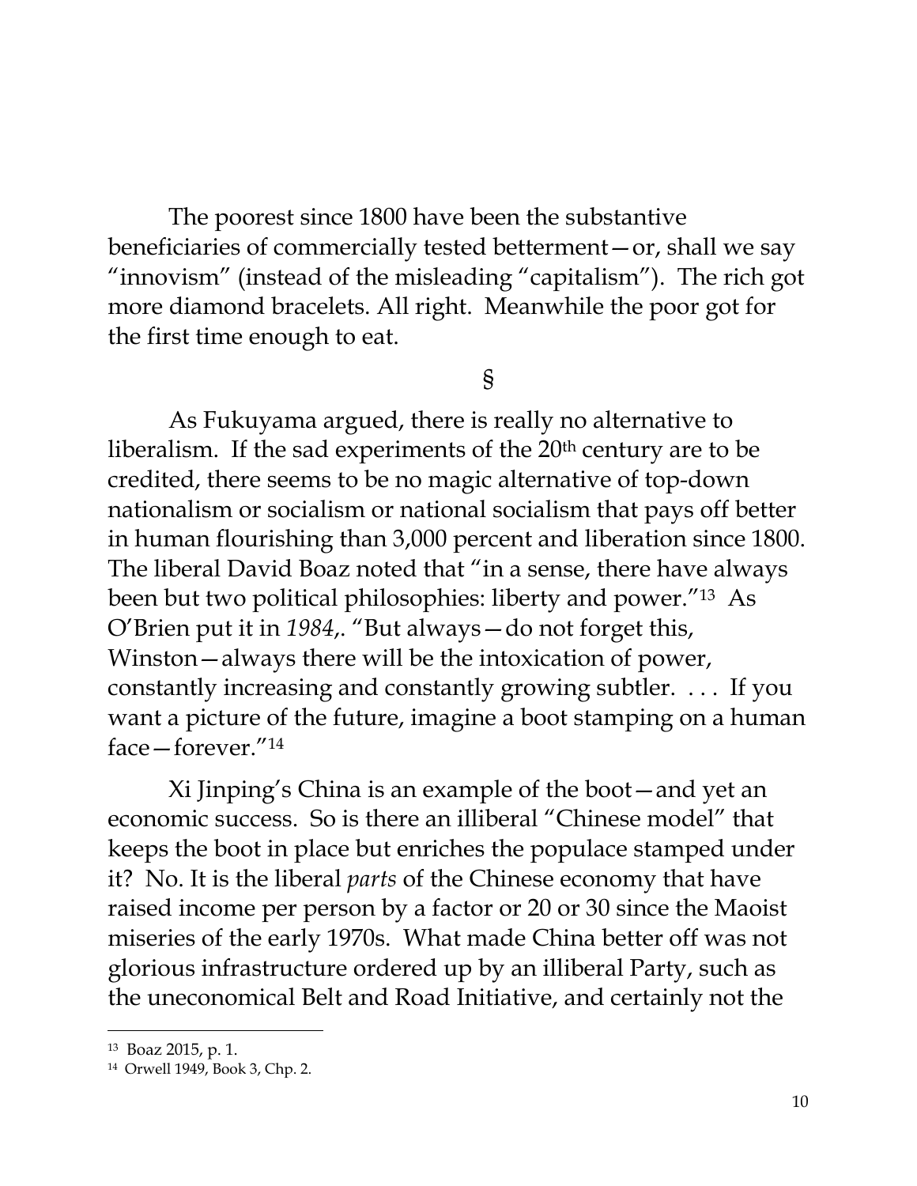The poorest since 1800 have been the substantive beneficiaries of commercially tested betterment—or, shall we say "innovism" (instead of the misleading "capitalism"). The rich got more diamond bracelets. All right. Meanwhile the poor got for the first time enough to eat.

§

As Fukuyama argued, there is really no alternative to liberalism. If the sad experiments of the 20th century are to be credited, there seems to be no magic alternative of top-down nationalism or socialism or national socialism that pays off better in human flourishing than 3,000 percent and liberation since 1800. The liberal David Boaz noted that "in a sense, there have always been but two political philosophies: liberty and power."[13] As O'Brien put it in *1984*,. "But always—do not forget this, Winston—always there will be the intoxication of power, constantly increasing and constantly growing subtler. . . . If you want a picture of the future, imagine a boot stamping on a human face—forever."[14]

Xi Jinping's China is an example of the boot—and yet an economic success. So is there an illiberal "Chinese model" that keeps the boot in place but enriches the populace stamped under it? No. It is the liberal *parts* of the Chinese economy that have raised income per person by a factor or 20 or 30 since the Maoist miseries of the early 1970s. What made China better off was not glorious infrastructure ordered up by an illiberal Party, such as the uneconomical Belt and Road Initiative, and certainly not the

---

[13] Boaz 2015, p. 1.

[14] Orwell 1949, Book 3, Chp. 2.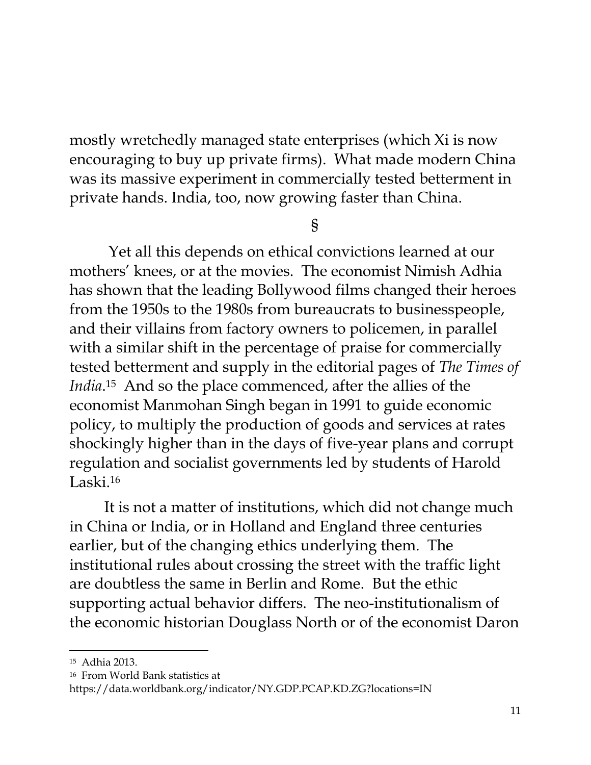mostly wretchedly managed state enterprises (which Xi is now encouraging to buy up private firms). What made modern China was its massive experiment in commercially tested betterment in private hands. India, too, now growing faster than China.

§

Yet all this depends on ethical convictions learned at our mothers' knees, or at the movies. The economist Nimish Adhia has shown that the leading Bollywood films changed their heroes from the 1950s to the 1980s from bureaucrats to businesspeople, and their villains from factory owners to policemen, in parallel with a similar shift in the percentage of praise for commercially tested betterment and supply in the editorial pages of *The Times of India*.[15] And so the place commenced, after the allies of the economist Manmohan Singh began in 1991 to guide economic policy, to multiply the production of goods and services at rates shockingly higher than in the days of five-year plans and corrupt regulation and socialist governments led by students of Harold Laski.[16]

It is not a matter of institutions, which did not change much in China or India, or in Holland and England three centuries earlier, but of the changing ethics underlying them. The institutional rules about crossing the street with the traffic light are doubtless the same in Berlin and Rome. But the ethic supporting actual behavior differs. The neo-institutionalism of the economic historian Douglass North or of the economist Daron

---

[15] Adhia 2013.

[16] From World Bank statistics at https://data.worldbank.org/indicator/NY.GDP.PCAP.KD.ZG?locations=IN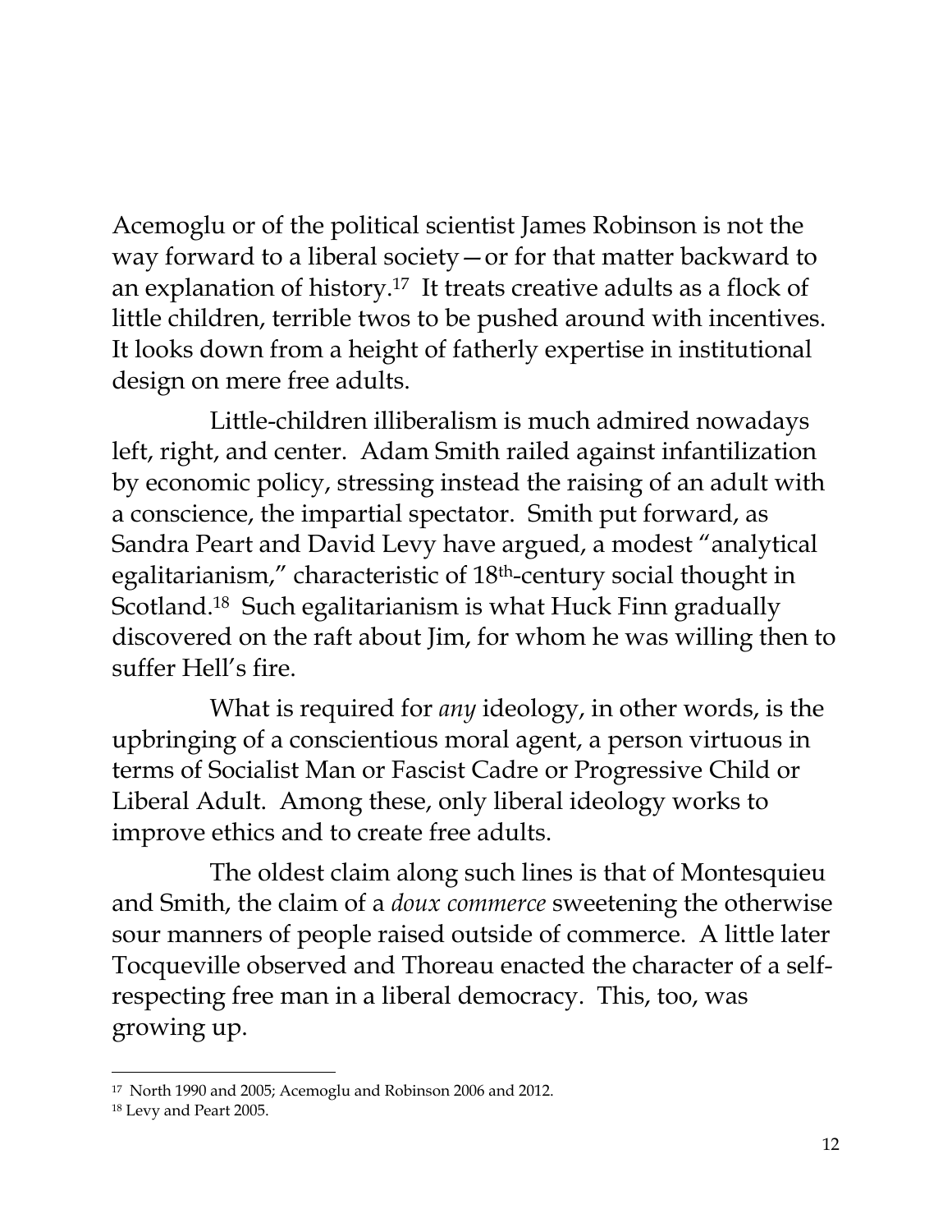Acemoglu or of the political scientist James Robinson is not the way forward to a liberal society—or for that matter backward to an explanation of history.[17] It treats creative adults as a flock of little children, terrible twos to be pushed around with incentives. It looks down from a height of fatherly expertise in institutional design on mere free adults.

Little-children illiberalism is much admired nowadays left, right, and center. Adam Smith railed against infantilization by economic policy, stressing instead the raising of an adult with a conscience, the impartial spectator. Smith put forward, as Sandra Peart and David Levy have argued, a modest "analytical egalitarianism," characteristic of 18th-century social thought in Scotland.[18] Such egalitarianism is what Huck Finn gradually discovered on the raft about Jim, for whom he was willing then to suffer Hell's fire.

What is required for *any* ideology, in other words, is the upbringing of a conscientious moral agent, a person virtuous in terms of Socialist Man or Fascist Cadre or Progressive Child or Liberal Adult. Among these, only liberal ideology works to improve ethics and to create free adults.

The oldest claim along such lines is that of Montesquieu and Smith, the claim of a *doux commerce* sweetening the otherwise sour manners of people raised outside of commerce. A little later Tocqueville observed and Thoreau enacted the character of a self-respecting free man in a liberal democracy. This, too, was growing up.

---

[17] North 1990 and 2005; Acemoglu and Robinson 2006 and 2012.

[18] Levy and Peart 2005.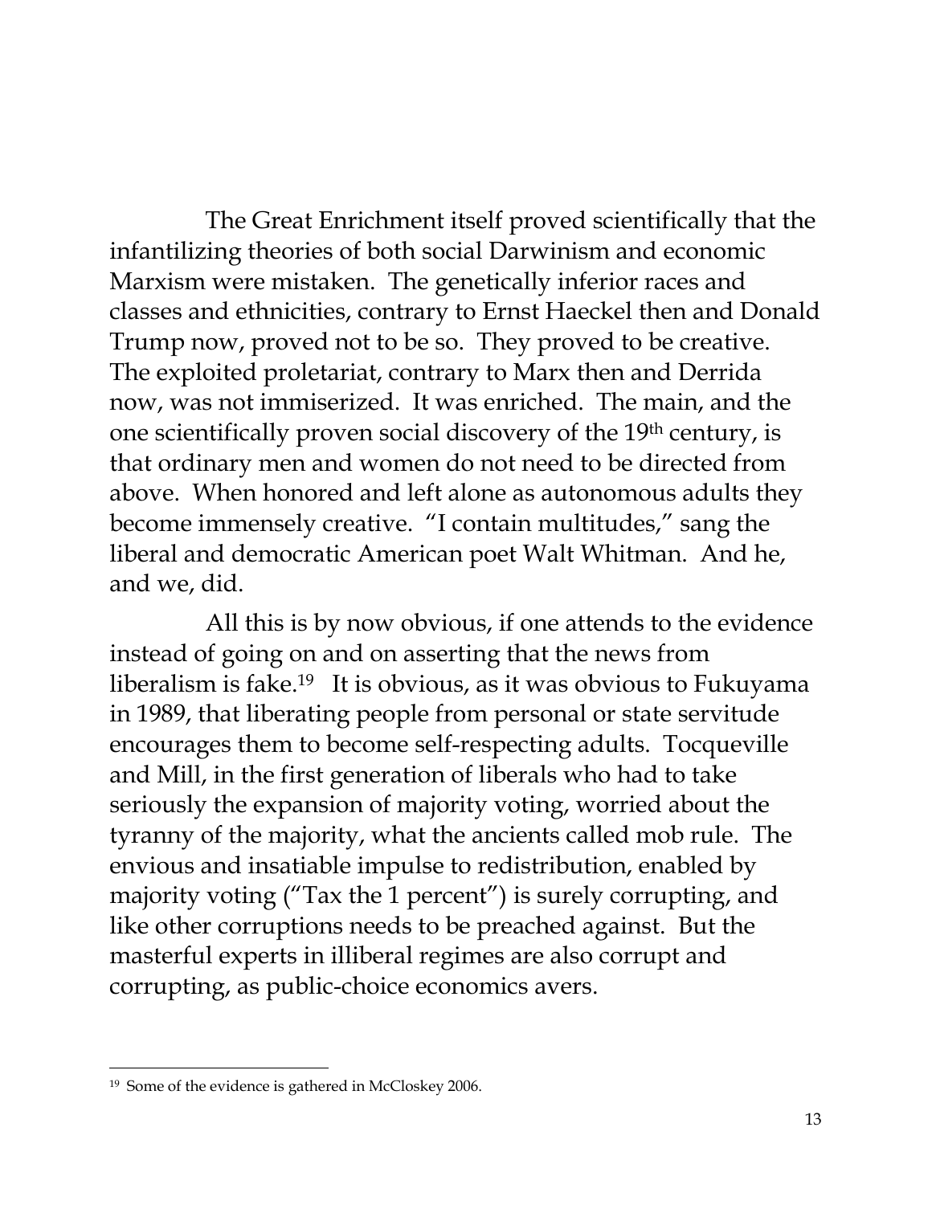The Great Enrichment itself proved scientifically that the infantilizing theories of both social Darwinism and economic Marxism were mistaken. The genetically inferior races and classes and ethnicities, contrary to Ernst Haeckel then and Donald Trump now, proved not to be so. They proved to be creative. The exploited proletariat, contrary to Marx then and Derrida now, was not immiserized. It was enriched. The main, and the one scientifically proven social discovery of the 19th century, is that ordinary men and women do not need to be directed from above. When honored and left alone as autonomous adults they become immensely creative. "I contain multitudes," sang the liberal and democratic American poet Walt Whitman. And he, and we, did.

All this is by now obvious, if one attends to the evidence instead of going on and on asserting that the news from liberalism is fake.[19] It is obvious, as it was obvious to Fukuyama in 1989, that liberating people from personal or state servitude encourages them to become self-respecting adults. Tocqueville and Mill, in the first generation of liberals who had to take seriously the expansion of majority voting, worried about the tyranny of the majority, what the ancients called mob rule. The envious and insatiable impulse to redistribution, enabled by majority voting ("Tax the 1 percent") is surely corrupting, and like other corruptions needs to be preached against. But the masterful experts in illiberal regimes are also corrupt and corrupting, as public-choice economics avers.

---

[19] Some of the evidence is gathered in McCloskey 2006.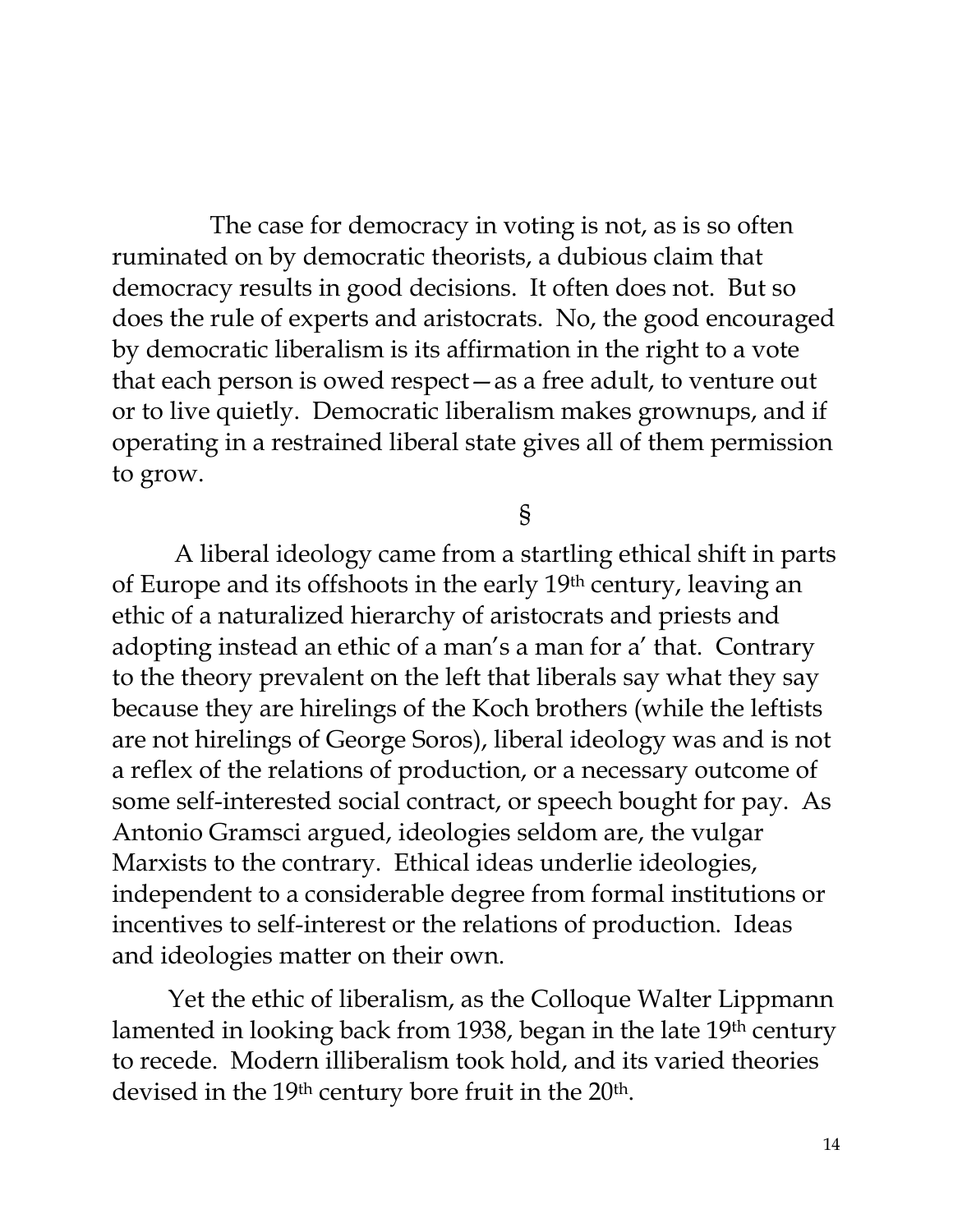The case for democracy in voting is not, as is so often ruminated on by democratic theorists, a dubious claim that democracy results in good decisions. It often does not. But so does the rule of experts and aristocrats. No, the good encouraged by democratic liberalism is its affirmation in the right to a vote that each person is owed respect—as a free adult, to venture out or to live quietly. Democratic liberalism makes grownups, and if operating in a restrained liberal state gives all of them permission to grow.

§

A liberal ideology came from a startling ethical shift in parts of Europe and its offshoots in the early 19th century, leaving an ethic of a naturalized hierarchy of aristocrats and priests and adopting instead an ethic of a man's a man for a' that. Contrary to the theory prevalent on the left that liberals say what they say because they are hirelings of the Koch brothers (while the leftists are not hirelings of George Soros), liberal ideology was and is not a reflex of the relations of production, or a necessary outcome of some self-interested social contract, or speech bought for pay. As Antonio Gramsci argued, ideologies seldom are, the vulgar Marxists to the contrary. Ethical ideas underlie ideologies, independent to a considerable degree from formal institutions or incentives to self-interest or the relations of production. Ideas and ideologies matter on their own.

Yet the ethic of liberalism, as the Colloque Walter Lippmann lamented in looking back from 1938, began in the late 19th century to recede. Modern illiberalism took hold, and its varied theories devised in the 19th century bore fruit in the 20th.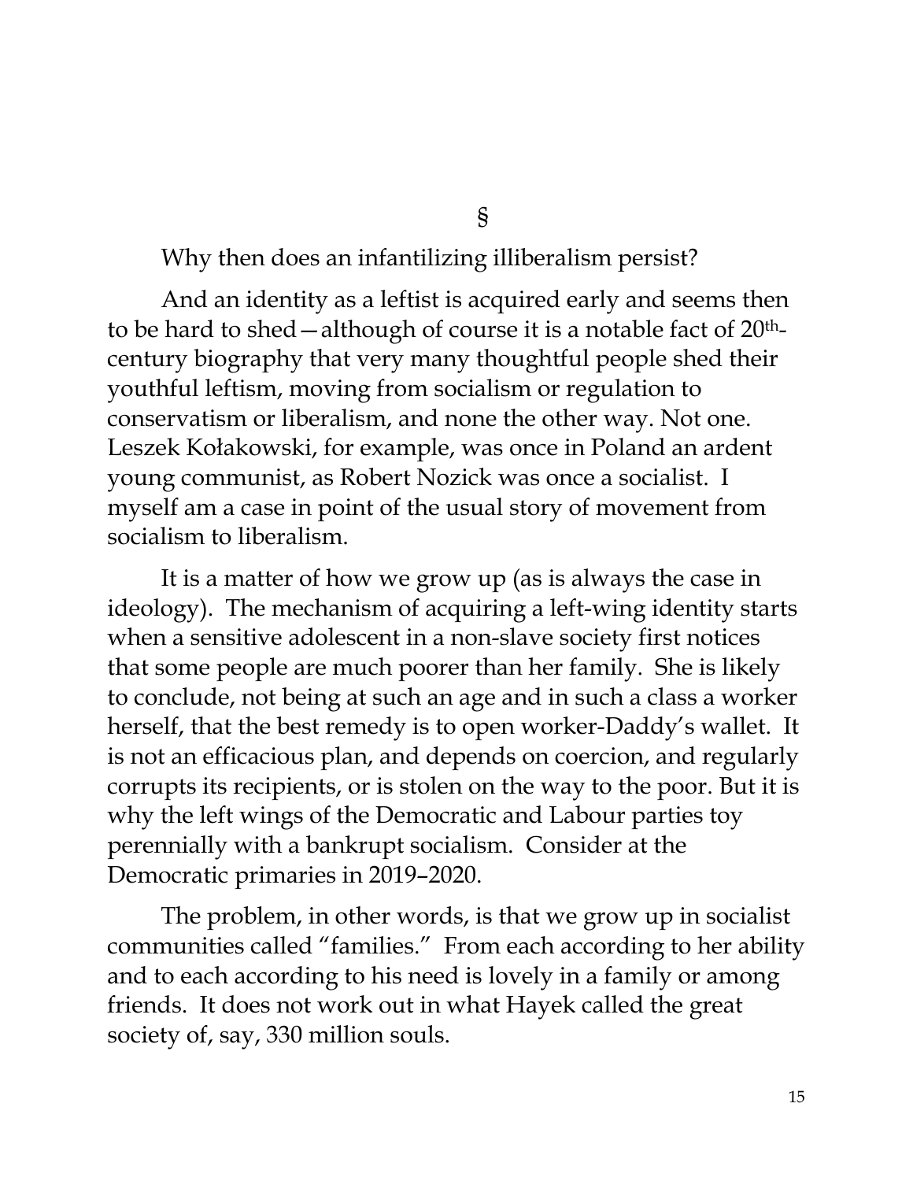§

Why then does an infantilizing illiberalism persist?

And an identity as a leftist is acquired early and seems then to be hard to shed—although of course it is a notable fact of 20th-century biography that very many thoughtful people shed their youthful leftism, moving from socialism or regulation to conservatism or liberalism, and none the other way. Not one. Leszek Kołakowski, for example, was once in Poland an ardent young communist, as Robert Nozick was once a socialist. I myself am a case in point of the usual story of movement from socialism to liberalism.

It is a matter of how we grow up (as is always the case in ideology). The mechanism of acquiring a left-wing identity starts when a sensitive adolescent in a non-slave society first notices that some people are much poorer than her family. She is likely to conclude, not being at such an age and in such a class a worker herself, that the best remedy is to open worker-Daddy's wallet. It is not an efficacious plan, and depends on coercion, and regularly corrupts its recipients, or is stolen on the way to the poor. But it is why the left wings of the Democratic and Labour parties toy perennially with a bankrupt socialism. Consider at the Democratic primaries in 2019–2020.

The problem, in other words, is that we grow up in socialist communities called "families." From each according to her ability and to each according to his need is lovely in a family or among friends. It does not work out in what Hayek called the great society of, say, 330 million souls.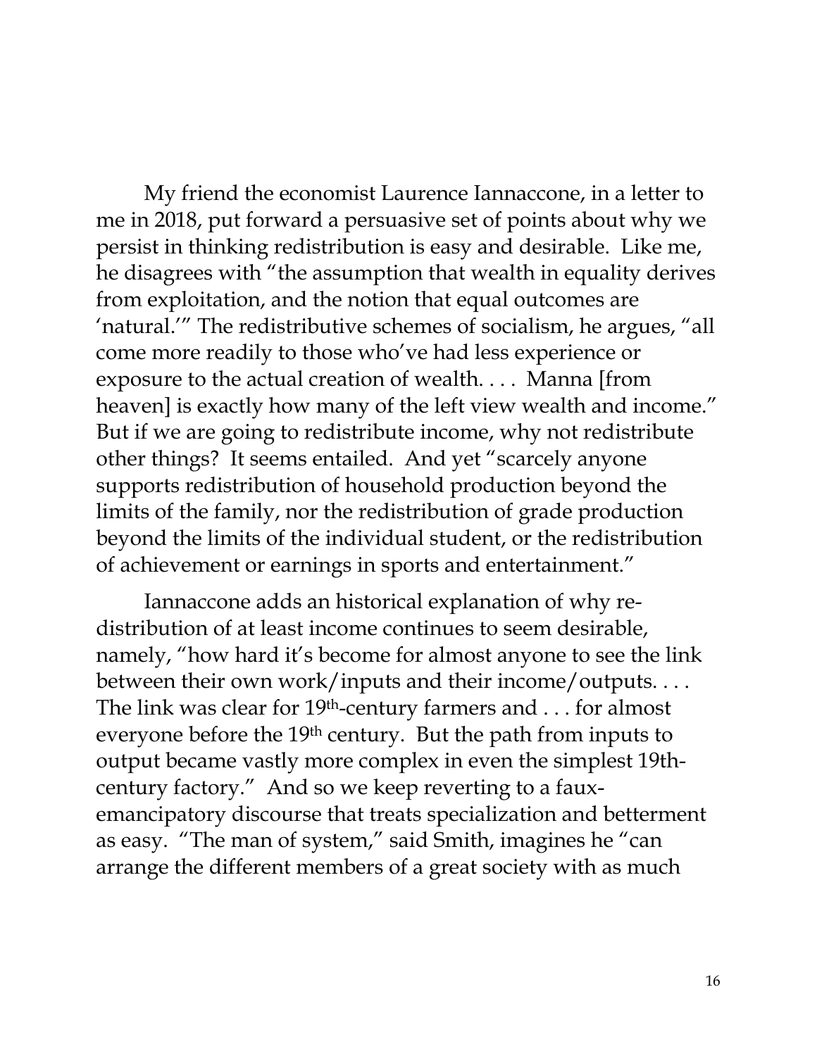My friend the economist Laurence Iannaccone, in a letter to me in 2018, put forward a persuasive set of points about why we persist in thinking redistribution is easy and desirable. Like me, he disagrees with "the assumption that wealth in equality derives from exploitation, and the notion that equal outcomes are 'natural.'" The redistributive schemes of socialism, he argues, "all come more readily to those who've had less experience or exposure to the actual creation of wealth. . . . Manna [from heaven] is exactly how many of the left view wealth and income." But if we are going to redistribute income, why not redistribute other things? It seems entailed. And yet "scarcely anyone supports redistribution of household production beyond the limits of the family, nor the redistribution of grade production beyond the limits of the individual student, or the redistribution of achievement or earnings in sports and entertainment."

Iannaccone adds an historical explanation of why re-distribution of at least income continues to seem desirable, namely, "how hard it's become for almost anyone to see the link between their own work/inputs and their income/outputs. . . . The link was clear for 19th-century farmers and . . . for almost everyone before the 19th century. But the path from inputs to output became vastly more complex in even the simplest 19th-century factory." And so we keep reverting to a faux-emancipatory discourse that treats specialization and betterment as easy. "The man of system," said Smith, imagines he "can arrange the different members of a great society with as much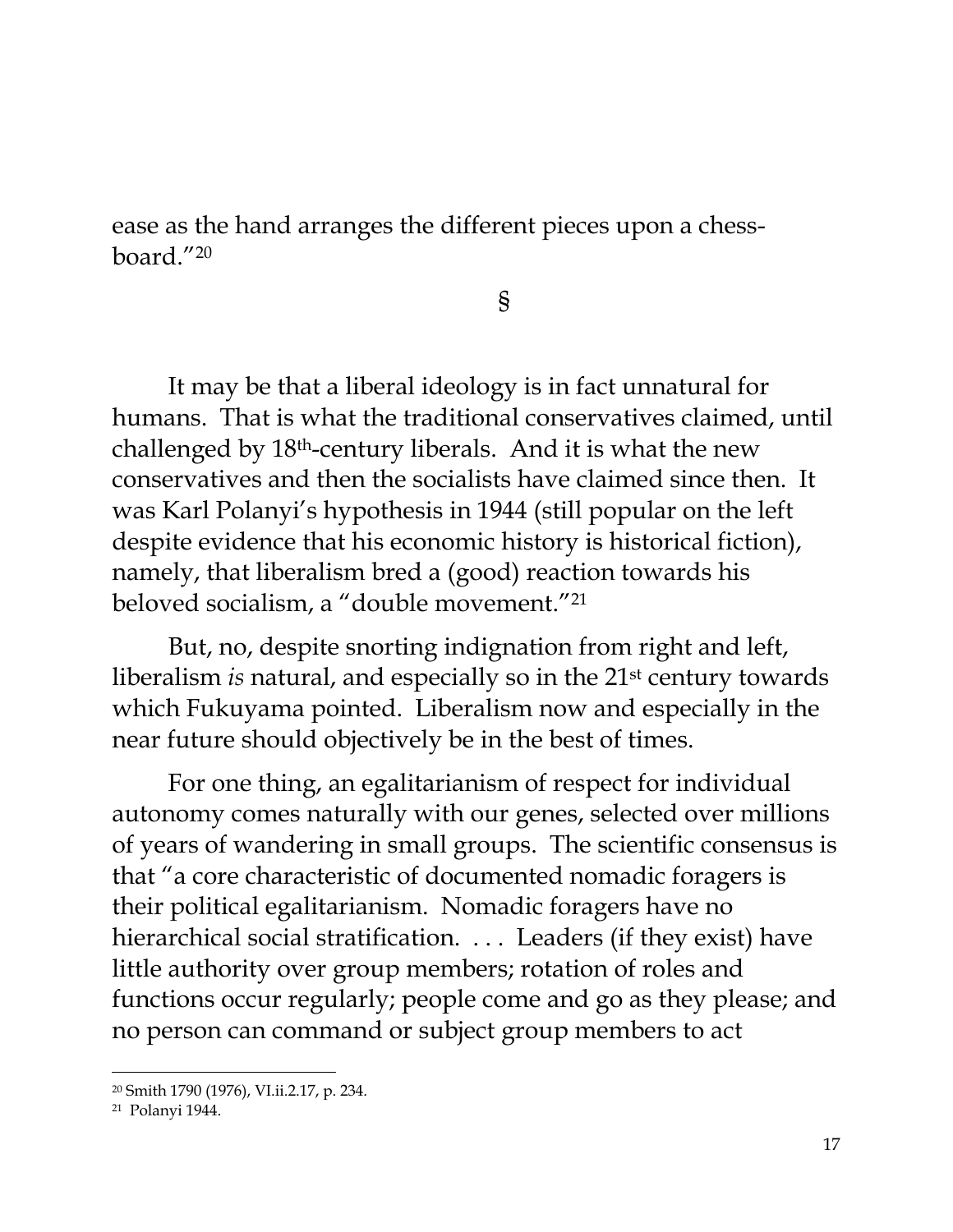ease as the hand arranges the different pieces upon a chess-board."[20]

§

It may be that a liberal ideology is in fact unnatural for humans. That is what the traditional conservatives claimed, until challenged by 18th-century liberals. And it is what the new conservatives and then the socialists have claimed since then. It was Karl Polanyi's hypothesis in 1944 (still popular on the left despite evidence that his economic history is historical fiction), namely, that liberalism bred a (good) reaction towards his beloved socialism, a "double movement."[21]

But, no, despite snorting indignation from right and left, liberalism *is* natural, and especially so in the 21st century towards which Fukuyama pointed. Liberalism now and especially in the near future should objectively be in the best of times.

For one thing, an egalitarianism of respect for individual autonomy comes naturally with our genes, selected over millions of years of wandering in small groups. The scientific consensus is that "a core characteristic of documented nomadic foragers is their political egalitarianism. Nomadic foragers have no hierarchical social stratification. . . . Leaders (if they exist) have little authority over group members; rotation of roles and functions occur regularly; people come and go as they please; and no person can command or subject group members to act

---

[20] Smith 1790 (1976), VI.ii.2.17, p. 234.

[21] Polanyi 1944.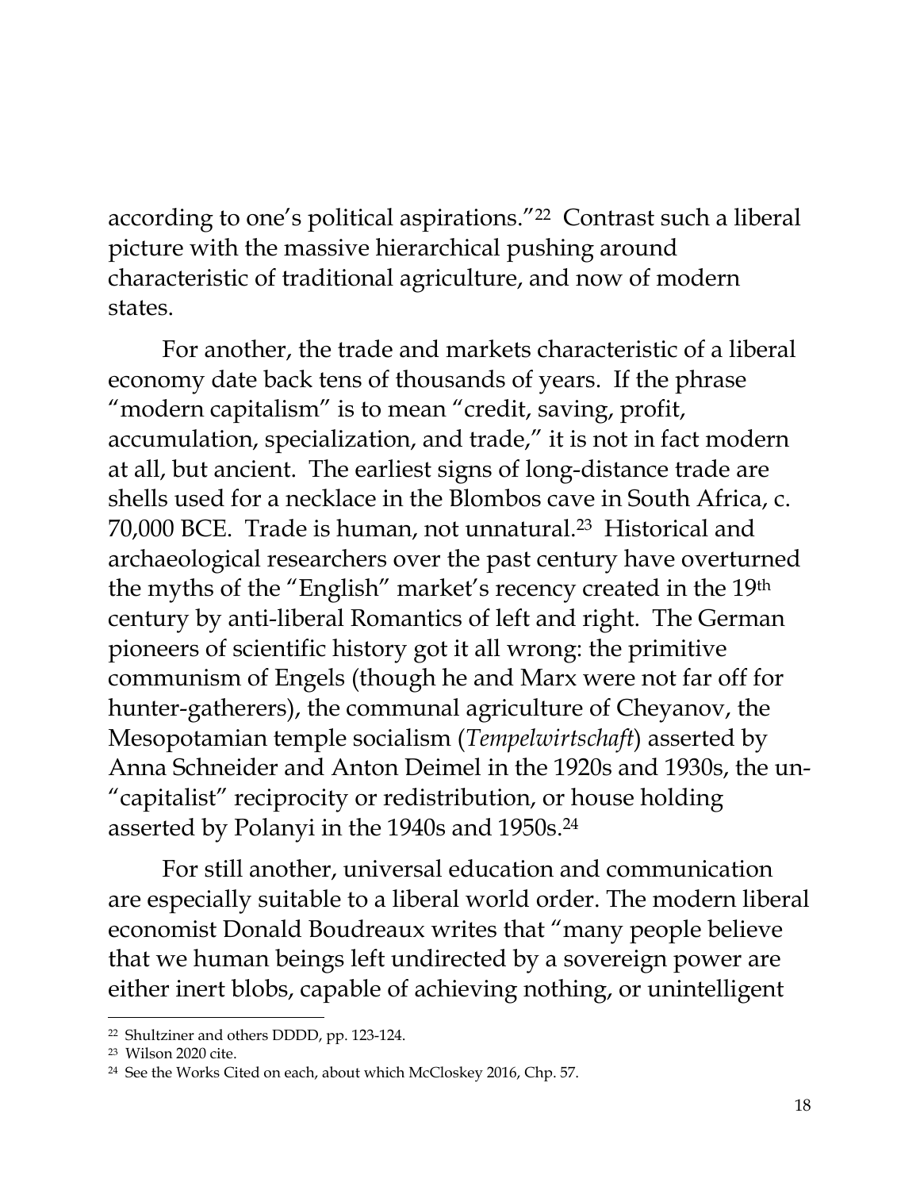according to one's political aspirations."[22] Contrast such a liberal picture with the massive hierarchical pushing around characteristic of traditional agriculture, and now of modern states.

For another, the trade and markets characteristic of a liberal economy date back tens of thousands of years. If the phrase "modern capitalism" is to mean "credit, saving, profit, accumulation, specialization, and trade," it is not in fact modern at all, but ancient. The earliest signs of long-distance trade are shells used for a necklace in the Blombos cave in South Africa, c. 70,000 BCE. Trade is human, not unnatural.[23] Historical and archaeological researchers over the past century have overturned the myths of the "English" market's recency created in the 19th century by anti-liberal Romantics of left and right. The German pioneers of scientific history got it all wrong: the primitive communism of Engels (though he and Marx were not far off for hunter-gatherers), the communal agriculture of Cheyanov, the Mesopotamian temple socialism (*Tempelwirtschaft*) asserted by Anna Schneider and Anton Deimel in the 1920s and 1930s, the un-"capitalist" reciprocity or redistribution, or house holding asserted by Polanyi in the 1940s and 1950s.[24]

For still another, universal education and communication are especially suitable to a liberal world order. The modern liberal economist Donald Boudreaux writes that "many people believe that we human beings left undirected by a sovereign power are either inert blobs, capable of achieving nothing, or unintelligent

---

[22] Shultziner and others DDDD, pp. 123-124.

[23] Wilson 2020 cite.

[24] See the Works Cited on each, about which McCloskey 2016, Chp. 57.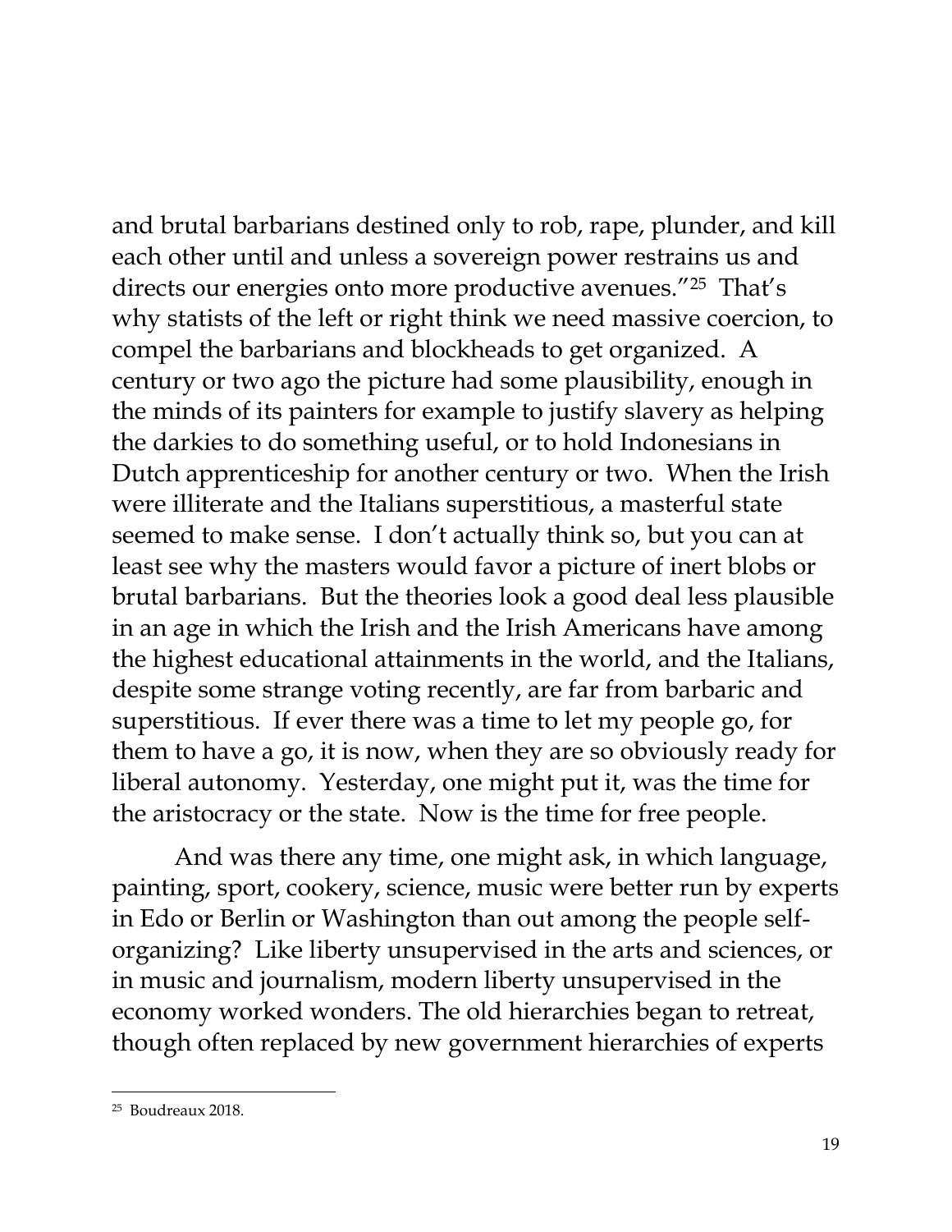and brutal barbarians destined only to rob, rape, plunder, and kill each other until and unless a sovereign power restrains us and directs our energies onto more productive avenues."[25] That's why statists of the left or right think we need massive coercion, to compel the barbarians and blockheads to get organized. A century or two ago the picture had some plausibility, enough in the minds of its painters for example to justify slavery as helping the darkies to do something useful, or to hold Indonesians in Dutch apprenticeship for another century or two. When the Irish were illiterate and the Italians superstitious, a masterful state seemed to make sense. I don't actually think so, but you can at least see why the masters would favor a picture of inert blobs or brutal barbarians. But the theories look a good deal less plausible in an age in which the Irish and the Irish Americans have among the highest educational attainments in the world, and the Italians, despite some strange voting recently, are far from barbaric and superstitious. If ever there was a time to let my people go, for them to have a go, it is now, when they are so obviously ready for liberal autonomy. Yesterday, one might put it, was the time for the aristocracy or the state. Now is the time for free people.

And was there any time, one might ask, in which language, painting, sport, cookery, science, music were better run by experts in Edo or Berlin or Washington than out among the people self-organizing? Like liberty unsupervised in the arts and sciences, or in music and journalism, modern liberty unsupervised in the economy worked wonders. The old hierarchies began to retreat, though often replaced by new government hierarchies of experts

---

[25] Boudreaux 2018.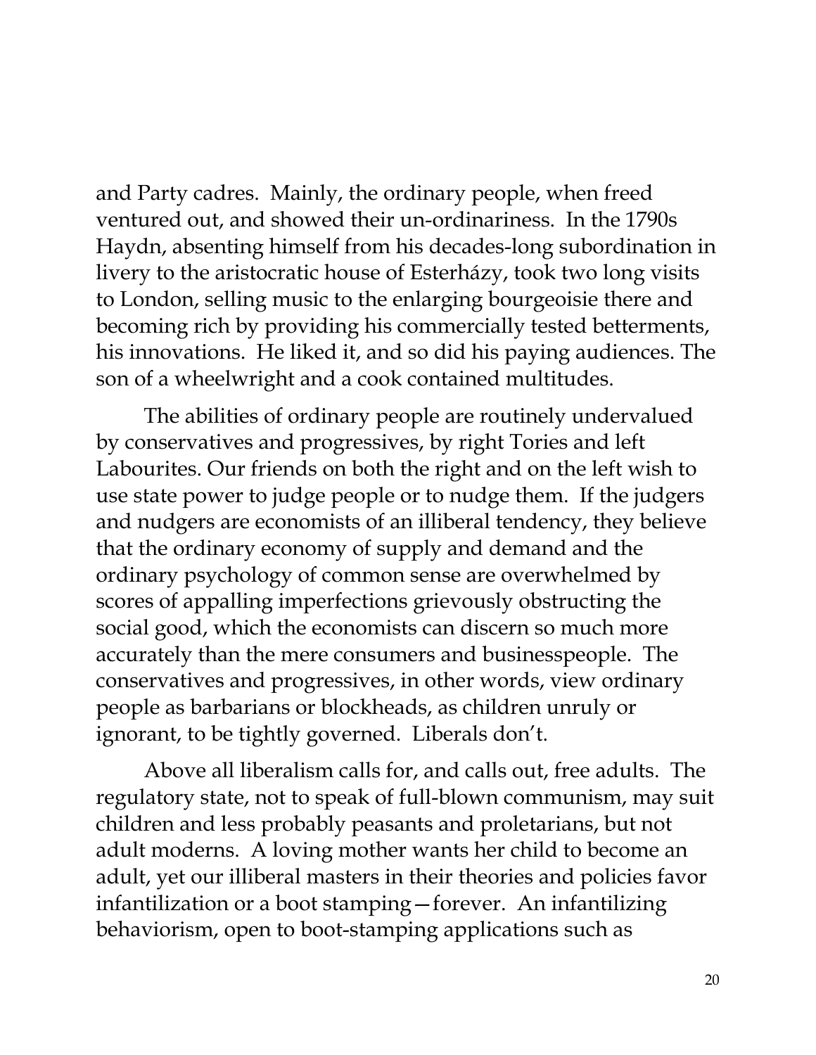and Party cadres. Mainly, the ordinary people, when freed ventured out, and showed their un-ordinariness. In the 1790s Haydn, absenting himself from his decades-long subordination in livery to the aristocratic house of Esterházy, took two long visits to London, selling music to the enlarging bourgeoisie there and becoming rich by providing his commercially tested betterments, his innovations. He liked it, and so did his paying audiences. The son of a wheelwright and a cook contained multitudes.

The abilities of ordinary people are routinely undervalued by conservatives and progressives, by right Tories and left Labourites. Our friends on both the right and on the left wish to use state power to judge people or to nudge them. If the judgers and nudgers are economists of an illiberal tendency, they believe that the ordinary economy of supply and demand and the ordinary psychology of common sense are overwhelmed by scores of appalling imperfections grievously obstructing the social good, which the economists can discern so much more accurately than the mere consumers and businesspeople. The conservatives and progressives, in other words, view ordinary people as barbarians or blockheads, as children unruly or ignorant, to be tightly governed. Liberals don't.

Above all liberalism calls for, and calls out, free adults. The regulatory state, not to speak of full-blown communism, may suit children and less probably peasants and proletarians, but not adult moderns. A loving mother wants her child to become an adult, yet our illiberal masters in their theories and policies favor infantilization or a boot stamping—forever. An infantilizing behaviorism, open to boot-stamping applications such as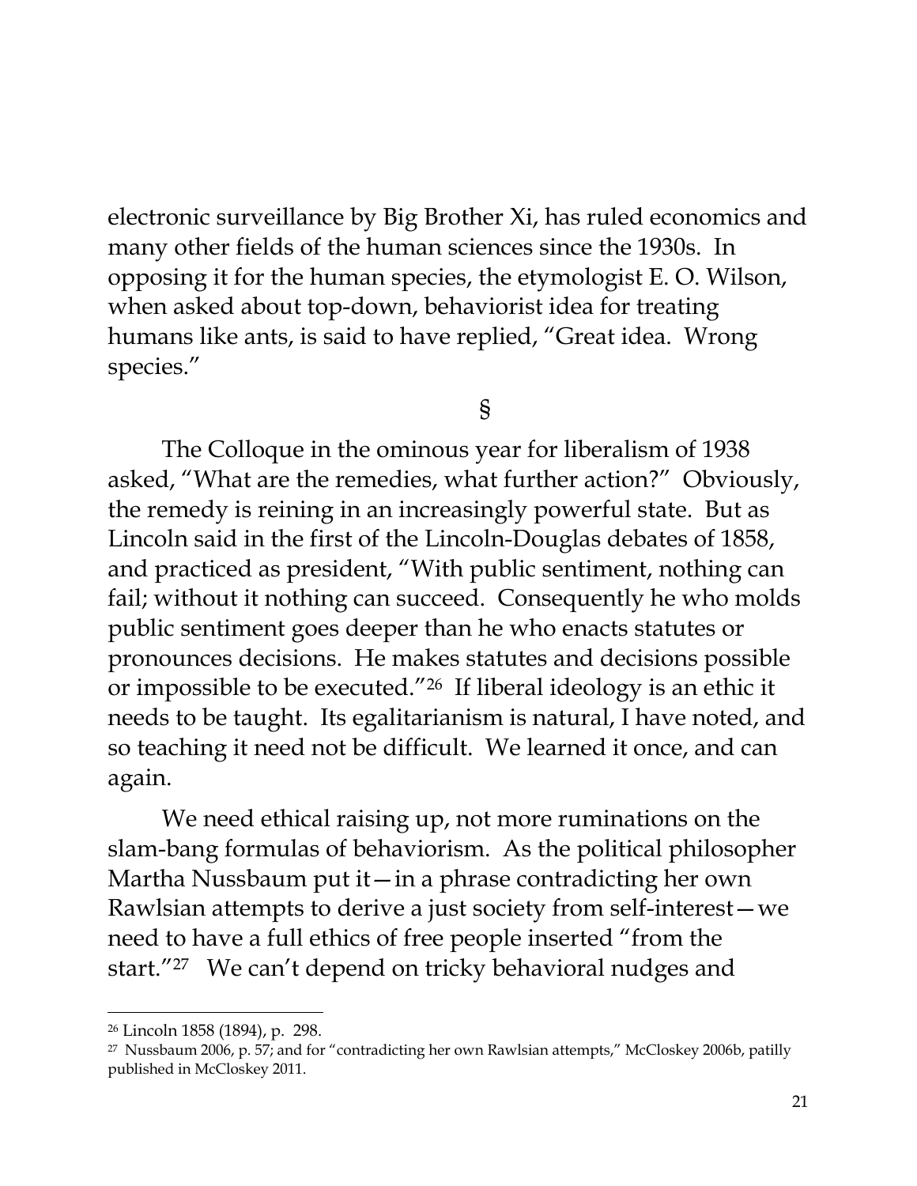electronic surveillance by Big Brother Xi, has ruled economics and many other fields of the human sciences since the 1930s. In opposing it for the human species, the etymologist E. O. Wilson, when asked about top-down, behaviorist idea for treating humans like ants, is said to have replied, "Great idea. Wrong species."

§

The Colloque in the ominous year for liberalism of 1938 asked, "What are the remedies, what further action?" Obviously, the remedy is reining in an increasingly powerful state. But as Lincoln said in the first of the Lincoln-Douglas debates of 1858, and practiced as president, "With public sentiment, nothing can fail; without it nothing can succeed. Consequently he who molds public sentiment goes deeper than he who enacts statutes or pronounces decisions. He makes statutes and decisions possible or impossible to be executed."[26] If liberal ideology is an ethic it needs to be taught. Its egalitarianism is natural, I have noted, and so teaching it need not be difficult. We learned it once, and can again.

We need ethical raising up, not more ruminations on the slam-bang formulas of behaviorism. As the political philosopher Martha Nussbaum put it—in a phrase contradicting her own Rawlsian attempts to derive a just society from self-interest—we need to have a full ethics of free people inserted "from the start."[27] We can't depend on tricky behavioral nudges and

---

[26] Lincoln 1858 (1894), p. 298.

[27] Nussbaum 2006, p. 57; and for "contradicting her own Rawlsian attempts," McCloskey 2006b, patilly published in McCloskey 2011.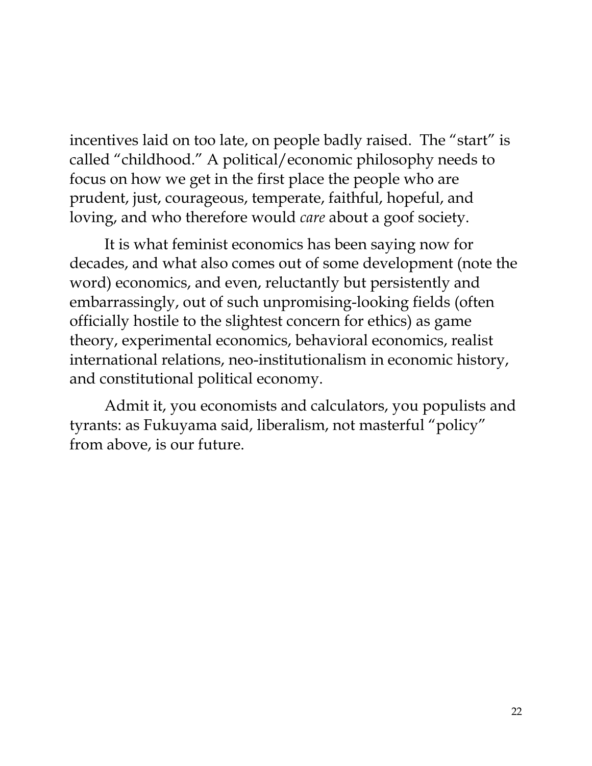incentives laid on too late, on people badly raised. The "start" is called "childhood." A political/economic philosophy needs to focus on how we get in the first place the people who are prudent, just, courageous, temperate, faithful, hopeful, and loving, and who therefore would *care* about a goof society.

It is what feminist economics has been saying now for decades, and what also comes out of some development (note the word) economics, and even, reluctantly but persistently and embarrassingly, out of such unpromising-looking fields (often officially hostile to the slightest concern for ethics) as game theory, experimental economics, behavioral economics, realist international relations, neo-institutionalism in economic history, and constitutional political economy.

Admit it, you economists and calculators, you populists and tyrants: as Fukuyama said, liberalism, not masterful "policy" from above, is our future.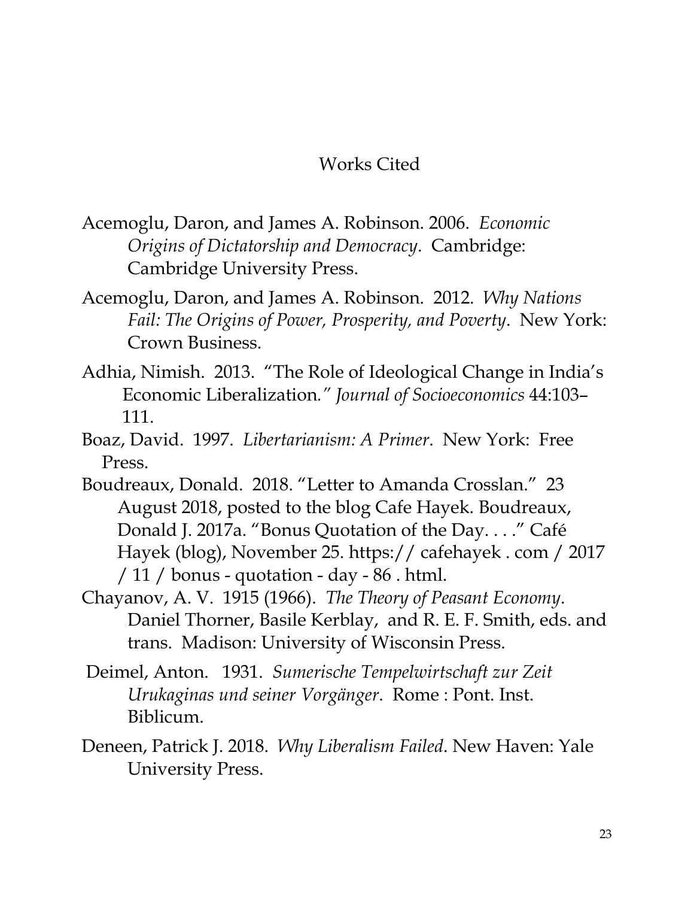# Works Cited

Acemoglu, Daron, and James A. Robinson. 2006. *Economic Origins of Dictatorship and Democracy*. Cambridge: Cambridge University Press.

Acemoglu, Daron, and James A. Robinson. 2012. *Why Nations Fail: The Origins of Power, Prosperity, and Poverty*. New York: Crown Business.

Adhia, Nimish. 2013. "The Role of Ideological Change in India's Economic Liberalization*." Journal of Socioeconomics* 44:103–111.

Boaz, David. 1997. *Libertarianism: A Primer*. New York: Free Press.

Boudreaux, Donald. 2018. "Letter to Amanda Crosslan." 23 August 2018, posted to the blog Cafe Hayek. Boudreaux, Donald J. 2017a. "Bonus Quotation of the Day. . . ." Café Hayek (blog), November 25. https:// cafehayek . com / 2017 / 11 / bonus - quotation - day - 86 . html.

Chayanov, A. V. 1915 (1966). *The Theory of Peasant Economy*. Daniel Thorner, Basile Kerblay, and R. E. F. Smith, eds. and trans. Madison: University of Wisconsin Press.

Deimel, Anton. 1931. *Sumerische Tempelwirtschaft zur Zeit Urukaginas und seiner Vorgänger*. Rome : Pont. Inst. Biblicum.

Deneen, Patrick J. 2018. *Why Liberalism Failed*. New Haven: Yale University Press.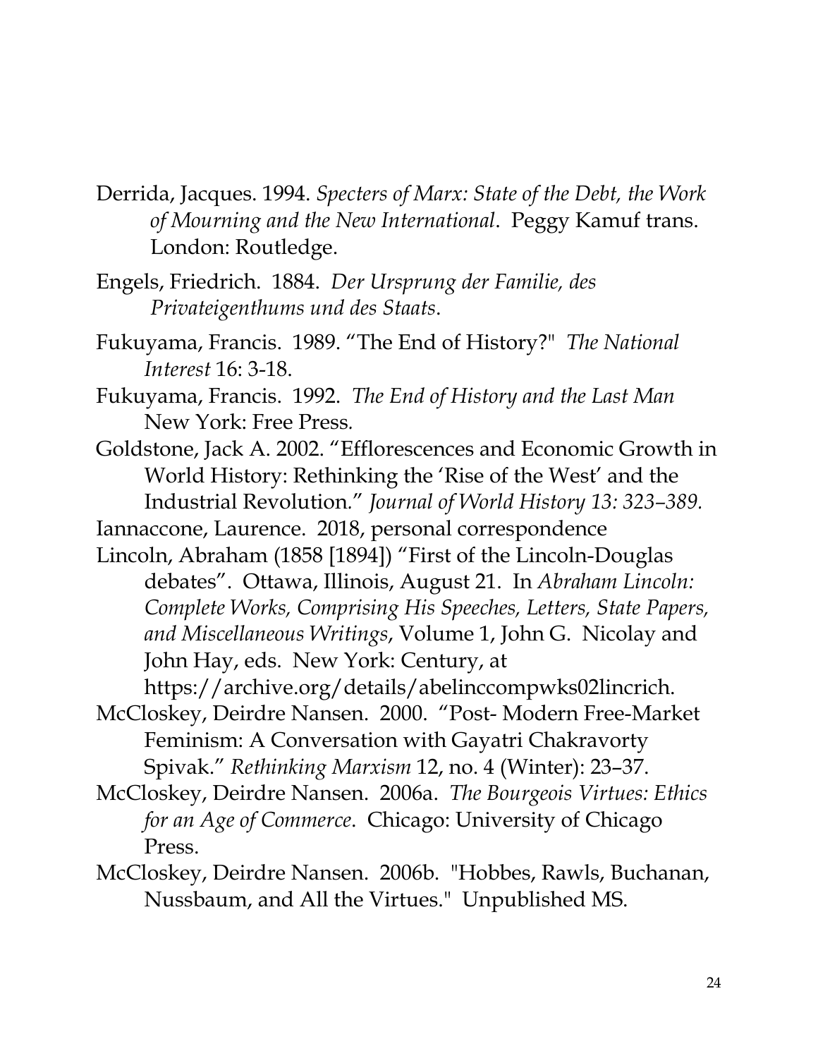Derrida, Jacques. 1994. *Specters of Marx: State of the Debt, the Work of Mourning and the New International*. Peggy Kamuf trans. London: Routledge.

Engels, Friedrich. 1884. *Der Ursprung der Familie, des Privateigenthums und des Staats*.

Fukuyama, Francis. 1989. "The End of History?" *The National Interest* 16: 3-18.

Fukuyama, Francis. 1992. *The End of History and the Last Man* New York: Free Press.

Goldstone, Jack A. 2002. "Efflorescences and Economic Growth in World History: Rethinking the 'Rise of the West' and the Industrial Revolution." *Journal of World History 13: 323–389.*

Iannaccone, Laurence. 2018, personal correspondence

Lincoln, Abraham (1858 [1894]) "First of the Lincoln-Douglas debates". Ottawa, Illinois, August 21. In *Abraham Lincoln: Complete Works, Comprising His Speeches, Letters, State Papers, and Miscellaneous Writings*, Volume 1, John G. Nicolay and John Hay, eds. New York: Century, at https://archive.org/details/abelinccompwks02lincrich.

McCloskey, Deirdre Nansen. 2000. "Post- Modern Free-Market Feminism: A Conversation with Gayatri Chakravorty Spivak." *Rethinking Marxism* 12, no. 4 (Winter): 23–37.

McCloskey, Deirdre Nansen. 2006a. *The Bourgeois Virtues: Ethics for an Age of Commerce*. Chicago: University of Chicago Press.

McCloskey, Deirdre Nansen. 2006b. "Hobbes, Rawls, Buchanan, Nussbaum, and All the Virtues." Unpublished MS.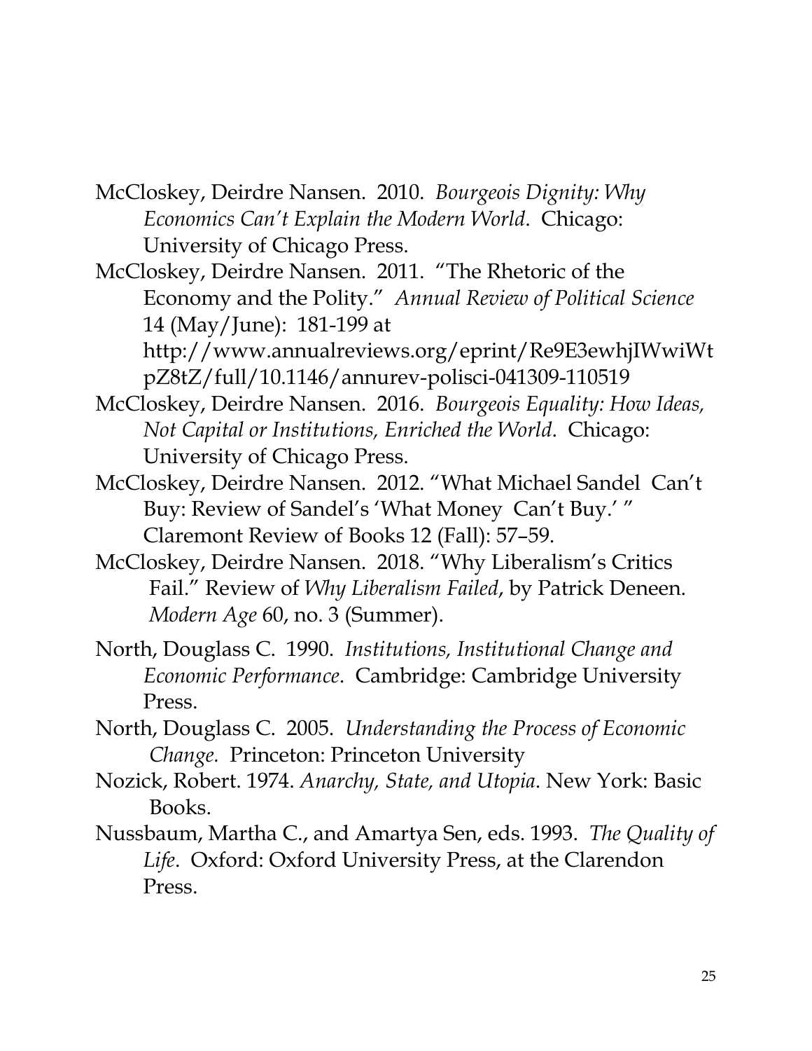McCloskey, Deirdre Nansen. 2010. *Bourgeois Dignity: Why Economics Can't Explain the Modern World*. Chicago: University of Chicago Press.

McCloskey, Deirdre Nansen. 2011. "The Rhetoric of the Economy and the Polity." *Annual Review of Political Science* 14 (May/June): 181-199 at http://www.annualreviews.org/eprint/Re9E3ewhjIWwiWtpZ8tZ/full/10.1146/annurev-polisci-041309-110519

McCloskey, Deirdre Nansen. 2016. *Bourgeois Equality: How Ideas, Not Capital or Institutions, Enriched the World*. Chicago: University of Chicago Press.

McCloskey, Deirdre Nansen. 2012. "What Michael Sandel Can't Buy: Review of Sandel's 'What Money Can't Buy.' " Claremont Review of Books 12 (Fall): 57–59.

McCloskey, Deirdre Nansen. 2018. "Why Liberalism's Critics Fail." Review of *Why Liberalism Failed*, by Patrick Deneen. *Modern Age* 60, no. 3 (Summer).

North, Douglass C. 1990. *Institutions, Institutional Change and Economic Performance*. Cambridge: Cambridge University Press.

North, Douglass C. 2005. *Understanding the Process of Economic Change.* Princeton: Princeton University

Nozick, Robert. 1974. *Anarchy, State, and Utopia*. New York: Basic Books.

Nussbaum, Martha C., and Amartya Sen, eds. 1993. *The Quality of Life*. Oxford: Oxford University Press, at the Clarendon Press.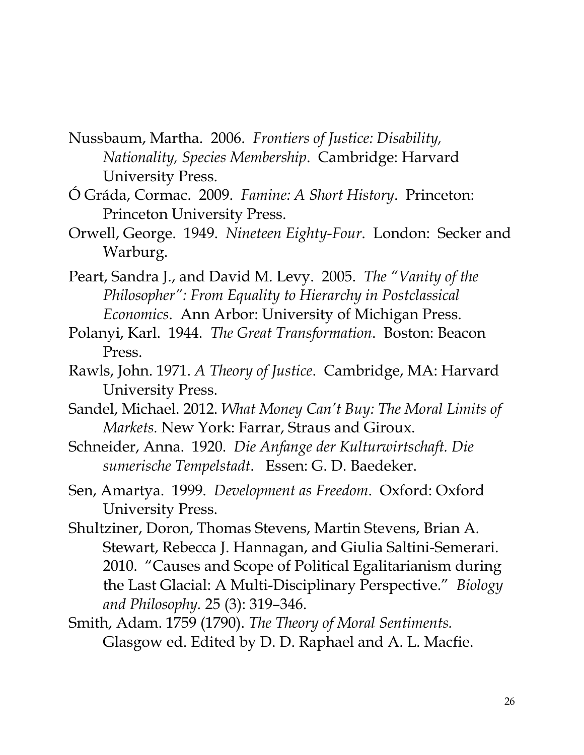Nussbaum, Martha. 2006. *Frontiers of Justice: Disability, Nationality, Species Membership*. Cambridge: Harvard University Press.

Ó Gráda, Cormac. 2009. *Famine: A Short History*. Princeton: Princeton University Press.

Orwell, George. 1949. *Nineteen Eighty-Four*. London: Secker and Warburg.

Peart, Sandra J., and David M. Levy. 2005. *The "Vanity of the Philosopher": From Equality to Hierarchy in Postclassical Economics*. Ann Arbor: University of Michigan Press.

Polanyi, Karl. 1944. *The Great Transformation*. Boston: Beacon Press.

Rawls, John. 1971. *A Theory of Justice*. Cambridge, MA: Harvard University Press.

Sandel, Michael. 2012. *What Money Can't Buy: The Moral Limits of Markets.* New York: Farrar, Straus and Giroux.

Schneider, Anna. 1920. *Die Anfange der Kulturwirtschaft. Die sumerische Tempelstadt*. Essen: G. D. Baedeker.

Sen, Amartya. 1999. *Development as Freedom*. Oxford: Oxford University Press.

Shultziner, Doron, Thomas Stevens, Martin Stevens, Brian A. Stewart, Rebecca J. Hannagan, and Giulia Saltini-Semerari. 2010. "Causes and Scope of Political Egalitarianism during the Last Glacial: A Multi-Disciplinary Perspective." *Biology and Philosophy.* 25 (3): 319–346.

Smith, Adam. 1759 (1790). *The Theory of Moral Sentiments.* Glasgow ed. Edited by D. D. Raphael and A. L. Macfie.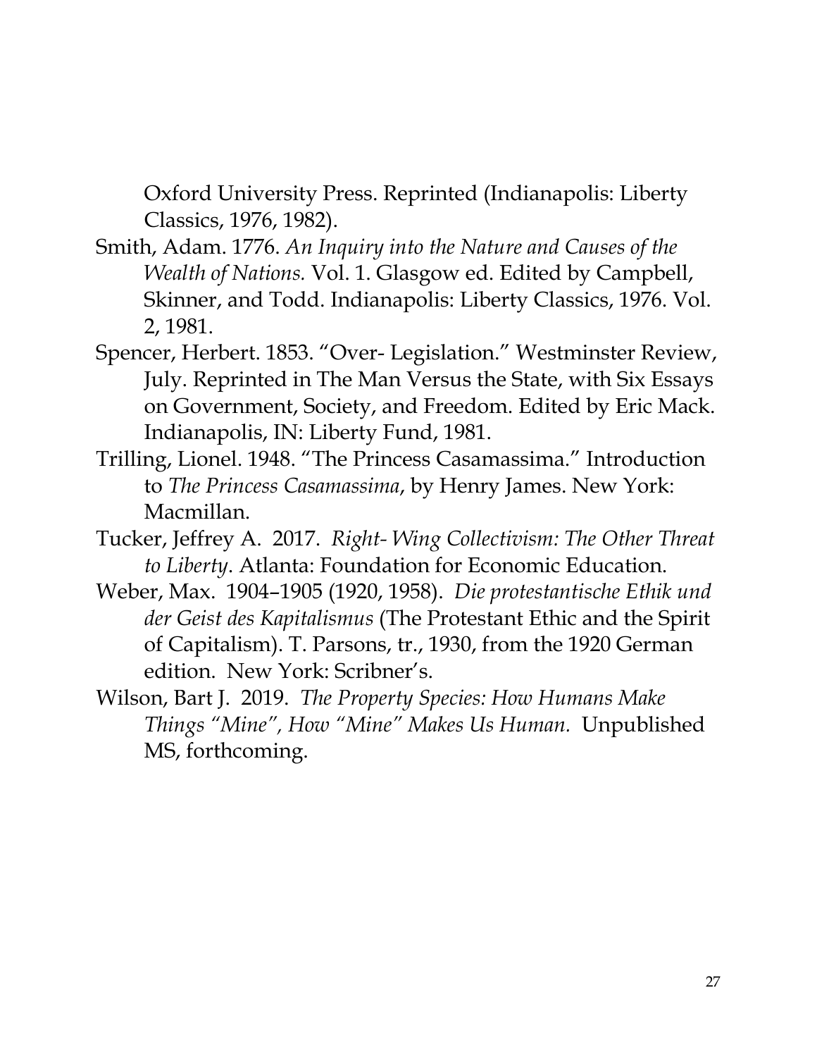Oxford University Press. Reprinted (Indianapolis: Liberty Classics, 1976, 1982).

Smith, Adam. 1776. *An Inquiry into the Nature and Causes of the Wealth of Nations.* Vol. 1. Glasgow ed. Edited by Campbell, Skinner, and Todd. Indianapolis: Liberty Classics, 1976. Vol. 2, 1981.

Spencer, Herbert. 1853. "Over- Legislation." Westminster Review, July. Reprinted in The Man Versus the State, with Six Essays on Government, Society, and Freedom. Edited by Eric Mack. Indianapolis, IN: Liberty Fund, 1981.

Trilling, Lionel. 1948. "The Princess Casamassima." Introduction to *The Princess Casamassima*, by Henry James. New York: Macmillan.

Tucker, Jeffrey A. 2017. *Right- Wing Collectivism: The Other Threat to Liberty.* Atlanta: Foundation for Economic Education.

Weber, Max. 1904–1905 (1920, 1958). *Die protestantische Ethik und der Geist des Kapitalismus* (The Protestant Ethic and the Spirit of Capitalism). T. Parsons, tr., 1930, from the 1920 German edition. New York: Scribner's.

Wilson, Bart J. 2019. *The Property Species: How Humans Make Things "Mine", How "Mine" Makes Us Human.* Unpublished MS, forthcoming.